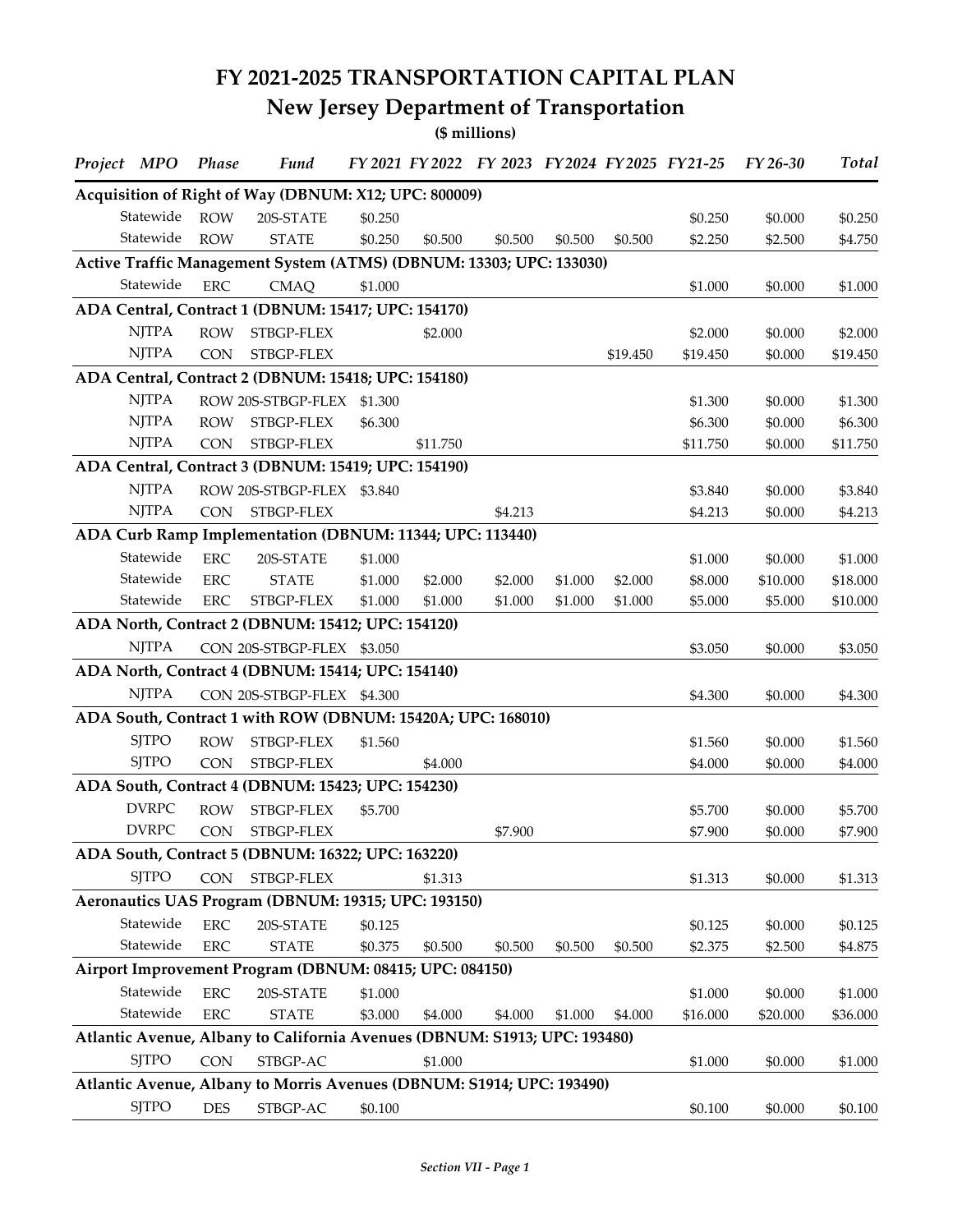# FY 2021-2025 TRANSPORTATION CAPITAL PLAN

## New Jersey Department of Transportation

**($ millions)**

| Project MPO | Phase | Fund | FY 2021 | FY 2022 | FY 2023 | FY2024 | FY2025 | FY21-25 | FY 26-30 | Total |
|---|---|---|---|---|---|---|---|---|---|---|
| **Acquisition of Right of Way (DBNUM: X12; UPC: 800009)** | | | | | | | | | | |
| Statewide | ROW | 20S-STATE | $0.250 | | | | | $0.250 | $0.000 | $0.250 |
| Statewide | ROW | STATE | $0.250 | $0.500 | $0.500 | $0.500 | $0.500 | $2.250 | $2.500 | $4.750 |
| **Active Traffic Management System (ATMS) (DBNUM: 13303; UPC: 133030)** | | | | | | | | | | |
| Statewide | ERC | CMAQ | $1.000 | | | | | $1.000 | $0.000 | $1.000 |
| **ADA Central, Contract 1 (DBNUM: 15417; UPC: 154170)** | | | | | | | | | | |
| NJTPA | ROW | STBGP-FLEX | | $2.000 | | | | $2.000 | $0.000 | $2.000 |
| NJTPA | CON | STBGP-FLEX | | | | | $19.450 | $19.450 | $0.000 | $19.450 |
| **ADA Central, Contract 2 (DBNUM: 15418; UPC: 154180)** | | | | | | | | | | |
| NJTPA | ROW | 20S-STBGP-FLEX | $1.300 | | | | | $1.300 | $0.000 | $1.300 |
| NJTPA | ROW | STBGP-FLEX | $6.300 | | | | | $6.300 | $0.000 | $6.300 |
| NJTPA | CON | STBGP-FLEX | | $11.750 | | | | $11.750 | $0.000 | $11.750 |
| **ADA Central, Contract 3 (DBNUM: 15419; UPC: 154190)** | | | | | | | | | | |
| NJTPA | ROW | 20S-STBGP-FLEX | $3.840 | | | | | $3.840 | $0.000 | $3.840 |
| NJTPA | CON | STBGP-FLEX | | | $4.213 | | | $4.213 | $0.000 | $4.213 |
| **ADA Curb Ramp Implementation (DBNUM: 11344; UPC: 113440)** | | | | | | | | | | |
| Statewide | ERC | 20S-STATE | $1.000 | | | | | $1.000 | $0.000 | $1.000 |
| Statewide | ERC | STATE | $1.000 | $2.000 | $2.000 | $1.000 | $2.000 | $8.000 | $10.000 | $18.000 |
| Statewide | ERC | STBGP-FLEX | $1.000 | $1.000 | $1.000 | $1.000 | $1.000 | $5.000 | $5.000 | $10.000 |
| **ADA North, Contract 2 (DBNUM: 15412; UPC: 154120)** | | | | | | | | | | |
| NJTPA | CON | 20S-STBGP-FLEX | $3.050 | | | | | $3.050 | $0.000 | $3.050 |
| **ADA North, Contract 4 (DBNUM: 15414; UPC: 154140)** | | | | | | | | | | |
| NJTPA | CON | 20S-STBGP-FLEX | $4.300 | | | | | $4.300 | $0.000 | $4.300 |
| **ADA South, Contract 1 with ROW (DBNUM: 15420A; UPC: 168010)** | | | | | | | | | | |
| SJTPO | ROW | STBGP-FLEX | $1.560 | | | | | $1.560 | $0.000 | $1.560 |
| SJTPO | CON | STBGP-FLEX | | $4.000 | | | | $4.000 | $0.000 | $4.000 |
| **ADA South, Contract 4 (DBNUM: 15423; UPC: 154230)** | | | | | | | | | | |
| DVRPC | ROW | STBGP-FLEX | $5.700 | | | | | $5.700 | $0.000 | $5.700 |
| DVRPC | CON | STBGP-FLEX | | | $7.900 | | | $7.900 | $0.000 | $7.900 |
| **ADA South, Contract 5 (DBNUM: 16322; UPC: 163220)** | | | | | | | | | | |
| SJTPO | CON | STBGP-FLEX | | $1.313 | | | | $1.313 | $0.000 | $1.313 |
| **Aeronautics UAS Program (DBNUM: 19315; UPC: 193150)** | | | | | | | | | | |
| Statewide | ERC | 20S-STATE | $0.125 | | | | | $0.125 | $0.000 | $0.125 |
| Statewide | ERC | STATE | $0.375 | $0.500 | $0.500 | $0.500 | $0.500 | $2.375 | $2.500 | $4.875 |
| **Airport Improvement Program (DBNUM: 08415; UPC: 084150)** | | | | | | | | | | |
| Statewide | ERC | 20S-STATE | $1.000 | | | | | $1.000 | $0.000 | $1.000 |
| Statewide | ERC | STATE | $3.000 | $4.000 | $4.000 | $1.000 | $4.000 | $16.000 | $20.000 | $36.000 |
| **Atlantic Avenue, Albany to California Avenues (DBNUM: S1913; UPC: 193480)** | | | | | | | | | | |
| SJTPO | CON | STBGP-AC | | $1.000 | | | | $1.000 | $0.000 | $1.000 |
| **Atlantic Avenue, Albany to Morris Avenues (DBNUM: S1914; UPC: 193490)** | | | | | | | | | | |
| SJTPO | DES | STBGP-AC | $0.100 | | | | | $0.100 | $0.000 | $0.100 |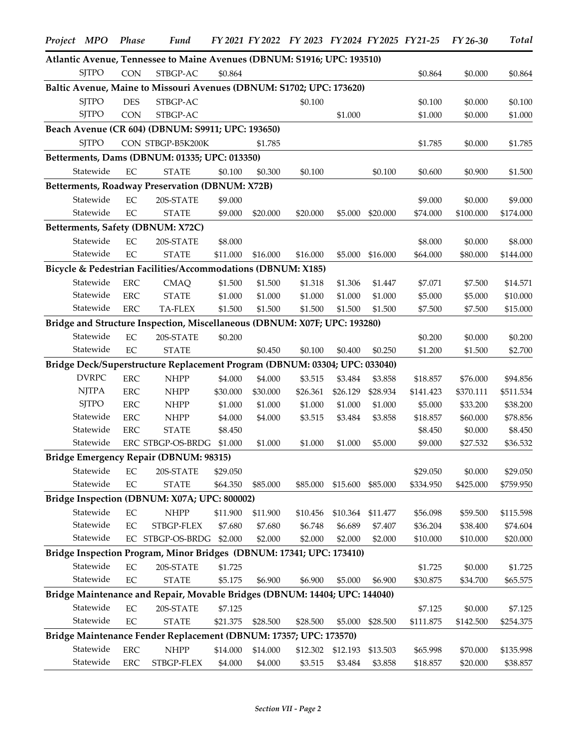| Project | MPO | Phase | Fund | FY 2021 | FY 2022 | FY 2023 | FY2024 | FY2025 | FY21-25 | FY 26-30 | Total |
|---|---|---|---|---|---|---|---|---|---|---|---|
| **Atlantic Avenue, Tennessee to Maine Avenues (DBNUM: S1916; UPC: 193510)** | | | | | | | | | | | |
| | SJTPO | CON | STBGP-AC | $0.864 | | | | | $0.864 | $0.000 | $0.864 |
| **Baltic Avenue, Maine to Missouri Avenues (DBNUM: S1702; UPC: 173620)** | | | | | | | | | | | |
| | SJTPO | DES | STBGP-AC | | | $0.100 | | | $0.100 | $0.000 | $0.100 |
| | SJTPO | CON | STBGP-AC | | | | $1.000 | | $1.000 | $0.000 | $1.000 |
| **Beach Avenue (CR 604) (DBNUM: S9911; UPC: 193650)** | | | | | | | | | | | |
| | SJTPO | CON | STBGP-B5K200K | | $1.785 | | | | $1.785 | $0.000 | $1.785 |
| **Betterments, Dams (DBNUM: 01335; UPC: 013350)** | | | | | | | | | | | |
| | Statewide | EC | STATE | $0.100 | $0.300 | $0.100 | | $0.100 | $0.600 | $0.900 | $1.500 |
| **Betterments, Roadway Preservation (DBNUM: X72B)** | | | | | | | | | | | |
| | Statewide | EC | 20S-STATE | $9.000 | | | | | $9.000 | $0.000 | $9.000 |
| | Statewide | EC | STATE | $9.000 | $20.000 | $20.000 | $5.000 | $20.000 | $74.000 | $100.000 | $174.000 |
| **Betterments, Safety (DBNUM: X72C)** | | | | | | | | | | | |
| | Statewide | EC | 20S-STATE | $8.000 | | | | | $8.000 | $0.000 | $8.000 |
| | Statewide | EC | STATE | $11.000 | $16.000 | $16.000 | $5.000 | $16.000 | $64.000 | $80.000 | $144.000 |
| **Bicycle & Pedestrian Facilities/Accommodations (DBNUM: X185)** | | | | | | | | | | | |
| | Statewide | ERC | CMAQ | $1.500 | $1.500 | $1.318 | $1.306 | $1.447 | $7.071 | $7.500 | $14.571 |
| | Statewide | ERC | STATE | $1.000 | $1.000 | $1.000 | $1.000 | $1.000 | $5.000 | $5.000 | $10.000 |
| | Statewide | ERC | TA-FLEX | $1.500 | $1.500 | $1.500 | $1.500 | $1.500 | $7.500 | $7.500 | $15.000 |
| **Bridge and Structure Inspection, Miscellaneous (DBNUM: X07F; UPC: 193280)** | | | | | | | | | | | |
| | Statewide | EC | 20S-STATE | $0.200 | | | | | $0.200 | $0.000 | $0.200 |
| | Statewide | EC | STATE | | $0.450 | $0.100 | $0.400 | $0.250 | $1.200 | $1.500 | $2.700 |
| **Bridge Deck/Superstructure Replacement Program (DBNUM: 03304; UPC: 033040)** | | | | | | | | | | | |
| | DVRPC | ERC | NHPP | $4.000 | $4.000 | $3.515 | $3.484 | $3.858 | $18.857 | $76.000 | $94.856 |
| | NJTPA | ERC | NHPP | $30.000 | $30.000 | $26.361 | $26.129 | $28.934 | $141.423 | $370.111 | $511.534 |
| | SJTPO | ERC | NHPP | $1.000 | $1.000 | $1.000 | $1.000 | $1.000 | $5.000 | $33.200 | $38.200 |
| | Statewide | ERC | NHPP | $4.000 | $4.000 | $3.515 | $3.484 | $3.858 | $18.857 | $60.000 | $78.856 |
| | Statewide | ERC | STATE | $8.450 | | | | | $8.450 | $0.000 | $8.450 |
| | Statewide | ERC | STBGP-OS-BRDG | $1.000 | $1.000 | $1.000 | $1.000 | $5.000 | $9.000 | $27.532 | $36.532 |
| **Bridge Emergency Repair (DBNUM: 98315)** | | | | | | | | | | | |
| | Statewide | EC | 20S-STATE | $29.050 | | | | | $29.050 | $0.000 | $29.050 |
| | Statewide | EC | STATE | $64.350 | $85.000 | $85.000 | $15.600 | $85.000 | $334.950 | $425.000 | $759.950 |
| **Bridge Inspection (DBNUM: X07A; UPC: 800002)** | | | | | | | | | | | |
| | Statewide | EC | NHPP | $11.900 | $11.900 | $10.456 | $10.364 | $11.477 | $56.098 | $59.500 | $115.598 |
| | Statewide | EC | STBGP-FLEX | $7.680 | $7.680 | $6.748 | $6.689 | $7.407 | $36.204 | $38.400 | $74.604 |
| | Statewide | EC | STBGP-OS-BRDG | $2.000 | $2.000 | $2.000 | $2.000 | $2.000 | $10.000 | $10.000 | $20.000 |
| **Bridge Inspection Program, Minor Bridges (DBNUM: 17341; UPC: 173410)** | | | | | | | | | | | |
| | Statewide | EC | 20S-STATE | $1.725 | | | | | $1.725 | $0.000 | $1.725 |
| | Statewide | EC | STATE | $5.175 | $6.900 | $6.900 | $5.000 | $6.900 | $30.875 | $34.700 | $65.575 |
| **Bridge Maintenance and Repair, Movable Bridges (DBNUM: 14404; UPC: 144040)** | | | | | | | | | | | |
| | Statewide | EC | 20S-STATE | $7.125 | | | | | $7.125 | $0.000 | $7.125 |
| | Statewide | EC | STATE | $21.375 | $28.500 | $28.500 | $5.000 | $28.500 | $111.875 | $142.500 | $254.375 |
| **Bridge Maintenance Fender Replacement (DBNUM: 17357; UPC: 173570)** | | | | | | | | | | | |
| | Statewide | ERC | NHPP | $14.000 | $14.000 | $12.302 | $12.193 | $13.503 | $65.998 | $70.000 | $135.998 |
| | Statewide | ERC | STBGP-FLEX | $4.000 | $4.000 | $3.515 | $3.484 | $3.858 | $18.857 | $20.000 | $38.857 |

*Section VII - Page 2*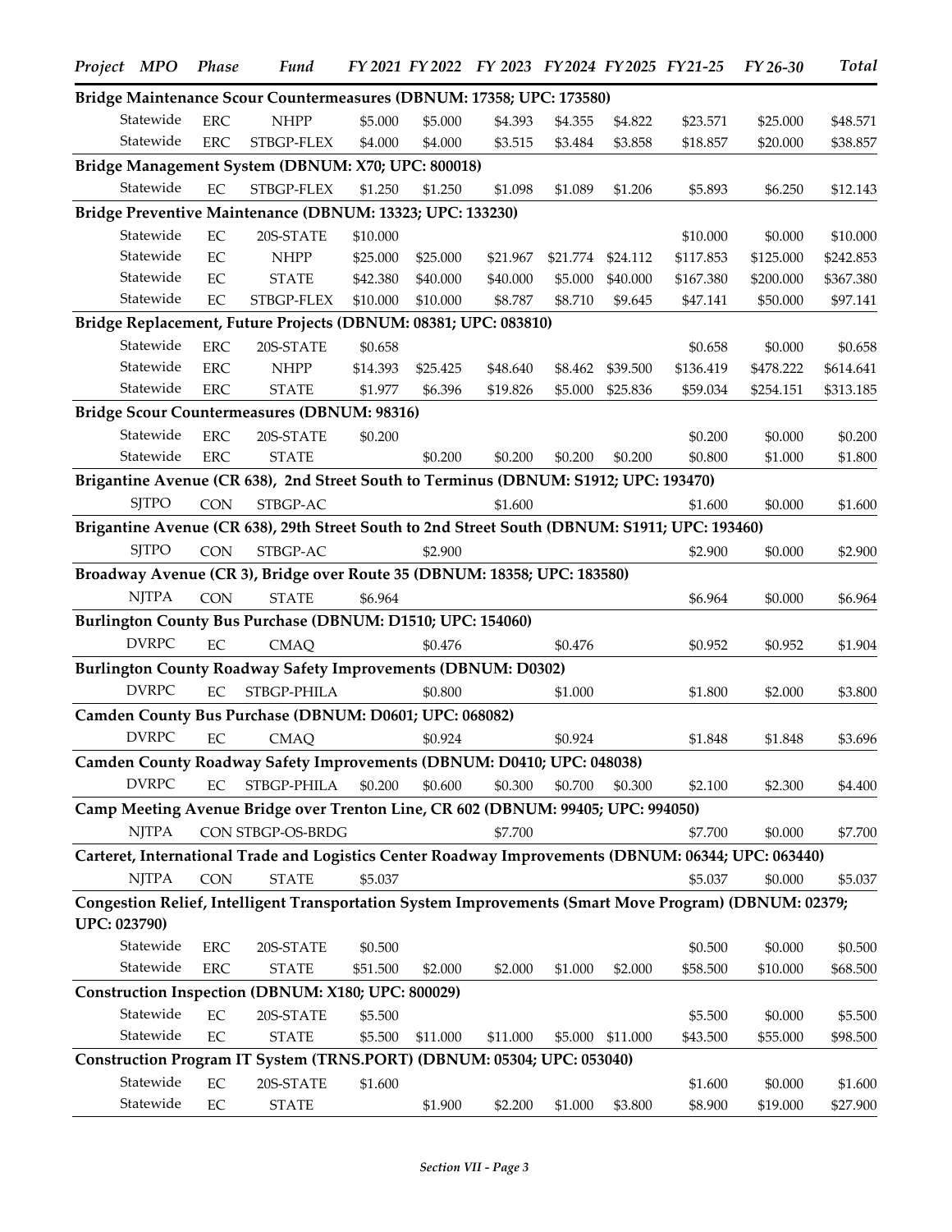| Project | MPO | Phase | Fund | FY 2021 | FY 2022 | FY 2023 | FY2024 | FY2025 | FY21-25 | FY 26-30 | Total |
|---|---|---|---|---|---|---|---|---|---|---|---|
| **Bridge Maintenance Scour Countermeasures (DBNUM: 17358; UPC: 173580)** | | | | | | | | | | | |
| | Statewide | ERC | NHPP | $5.000 | $5.000 | $4.393 | $4.355 | $4.822 | $23.571 | $25.000 | $48.571 |
| | Statewide | ERC | STBGP-FLEX | $4.000 | $4.000 | $3.515 | $3.484 | $3.858 | $18.857 | $20.000 | $38.857 |
| **Bridge Management System (DBNUM: X70; UPC: 800018)** | | | | | | | | | | | |
| | Statewide | EC | STBGP-FLEX | $1.250 | $1.250 | $1.098 | $1.089 | $1.206 | $5.893 | $6.250 | $12.143 |
| **Bridge Preventive Maintenance (DBNUM: 13323; UPC: 133230)** | | | | | | | | | | | |
| | Statewide | EC | 20S-STATE | $10.000 | | | | | $10.000 | $0.000 | $10.000 |
| | Statewide | EC | NHPP | $25.000 | $25.000 | $21.967 | $21.774 | $24.112 | $117.853 | $125.000 | $242.853 |
| | Statewide | EC | STATE | $42.380 | $40.000 | $40.000 | $5.000 | $40.000 | $167.380 | $200.000 | $367.380 |
| | Statewide | EC | STBGP-FLEX | $10.000 | $10.000 | $8.787 | $8.710 | $9.645 | $47.141 | $50.000 | $97.141 |
| **Bridge Replacement, Future Projects (DBNUM: 08381; UPC: 083810)** | | | | | | | | | | | |
| | Statewide | ERC | 20S-STATE | $0.658 | | | | | $0.658 | $0.000 | $0.658 |
| | Statewide | ERC | NHPP | $14.393 | $25.425 | $48.640 | $8.462 | $39.500 | $136.419 | $478.222 | $614.641 |
| | Statewide | ERC | STATE | $1.977 | $6.396 | $19.826 | $5.000 | $25.836 | $59.034 | $254.151 | $313.185 |
| **Bridge Scour Countermeasures (DBNUM: 98316)** | | | | | | | | | | | |
| | Statewide | ERC | 20S-STATE | $0.200 | | | | | $0.200 | $0.000 | $0.200 |
| | Statewide | ERC | STATE | | $0.200 | $0.200 | $0.200 | $0.200 | $0.800 | $1.000 | $1.800 |
| **Brigantine Avenue (CR 638), 2nd Street South to Terminus (DBNUM: S1912; UPC: 193470)** | | | | | | | | | | | |
| | SJTPO | CON | STBGP-AC | | | $1.600 | | | $1.600 | $0.000 | $1.600 |
| **Brigantine Avenue (CR 638), 29th Street South to 2nd Street South (DBNUM: S1911; UPC: 193460)** | | | | | | | | | | | |
| | SJTPO | CON | STBGP-AC | | $2.900 | | | | $2.900 | $0.000 | $2.900 |
| **Broadway Avenue (CR 3), Bridge over Route 35 (DBNUM: 18358; UPC: 183580)** | | | | | | | | | | | |
| | NJTPA | CON | STATE | $6.964 | | | | | $6.964 | $0.000 | $6.964 |
| **Burlington County Bus Purchase (DBNUM: D1510; UPC: 154060)** | | | | | | | | | | | |
| | DVRPC | EC | CMAQ | | $0.476 | | $0.476 | | $0.952 | $0.952 | $1.904 |
| **Burlington County Roadway Safety Improvements (DBNUM: D0302)** | | | | | | | | | | | |
| | DVRPC | EC | STBGP-PHILA | | $0.800 | | $1.000 | | $1.800 | $2.000 | $3.800 |
| **Camden County Bus Purchase (DBNUM: D0601; UPC: 068082)** | | | | | | | | | | | |
| | DVRPC | EC | CMAQ | | $0.924 | | $0.924 | | $1.848 | $1.848 | $3.696 |
| **Camden County Roadway Safety Improvements (DBNUM: D0410; UPC: 048038)** | | | | | | | | | | | |
| | DVRPC | EC | STBGP-PHILA | $0.200 | $0.600 | $0.300 | $0.700 | $0.300 | $2.100 | $2.300 | $4.400 |
| **Camp Meeting Avenue Bridge over Trenton Line, CR 602 (DBNUM: 99405; UPC: 994050)** | | | | | | | | | | | |
| | NJTPA | CON | STBGP-OS-BRDG | | | $7.700 | | | $7.700 | $0.000 | $7.700 |
| **Carteret, International Trade and Logistics Center Roadway Improvements (DBNUM: 06344; UPC: 063440)** | | | | | | | | | | | |
| | NJTPA | CON | STATE | $5.037 | | | | | $5.037 | $0.000 | $5.037 |
| **Congestion Relief, Intelligent Transportation System Improvements (Smart Move Program) (DBNUM: 02379; UPC: 023790)** | | | | | | | | | | | |
| | Statewide | ERC | 20S-STATE | $0.500 | | | | | $0.500 | $0.000 | $0.500 |
| | Statewide | ERC | STATE | $51.500 | $2.000 | $2.000 | $1.000 | $2.000 | $58.500 | $10.000 | $68.500 |
| **Construction Inspection (DBNUM: X180; UPC: 800029)** | | | | | | | | | | | |
| | Statewide | EC | 20S-STATE | $5.500 | | | | | $5.500 | $0.000 | $5.500 |
| | Statewide | EC | STATE | $5.500 | $11.000 | $11.000 | $5.000 | $11.000 | $43.500 | $55.000 | $98.500 |
| **Construction Program IT System (TRNS.PORT) (DBNUM: 05304; UPC: 053040)** | | | | | | | | | | | |
| | Statewide | EC | 20S-STATE | $1.600 | | | | | $1.600 | $0.000 | $1.600 |
| | Statewide | EC | STATE | | $1.900 | $2.200 | $1.000 | $3.800 | $8.900 | $19.000 | $27.900 |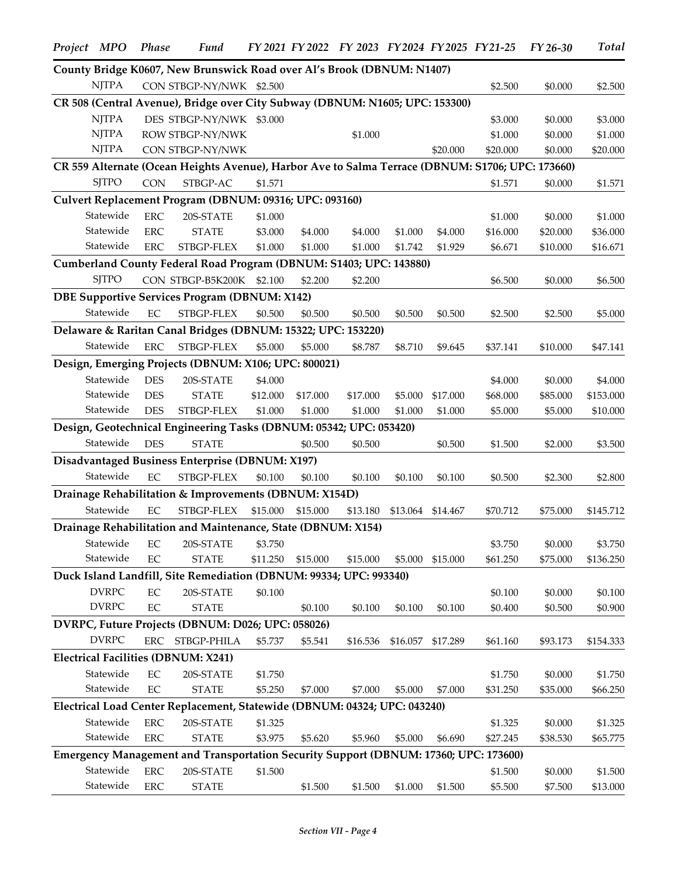| Project | MPO | Phase | Fund | FY 2021 | FY 2022 | FY 2023 | FY2024 | FY2025 | FY21-25 | FY 26-30 | Total |
|---|---|---|---|---|---|---|---|---|---|---|---|
| **County Bridge K0607, New Brunswick Road over Al's Brook (DBNUM: N1407)** | | | | | | | | | | | |
| | NJTPA | CON | STBGP-NY/NWK | $2.500 | | | | | $2.500 | $0.000 | $2.500 |
| **CR 508 (Central Avenue), Bridge over City Subway (DBNUM: N1605; UPC: 153300)** | | | | | | | | | | | |
| | NJTPA | DES | STBGP-NY/NWK | $3.000 | | | | | $3.000 | $0.000 | $3.000 |
| | NJTPA | ROW | STBGP-NY/NWK | | | $1.000 | | | $1.000 | $0.000 | $1.000 |
| | NJTPA | CON | STBGP-NY/NWK | | | | | $20.000 | $20.000 | $0.000 | $20.000 |
| **CR 559 Alternate (Ocean Heights Avenue), Harbor Ave to Salma Terrace (DBNUM: S1706; UPC: 173660)** | | | | | | | | | | | |
| | SJTPO | CON | STBGP-AC | $1.571 | | | | | $1.571 | $0.000 | $1.571 |
| **Culvert Replacement Program (DBNUM: 09316; UPC: 093160)** | | | | | | | | | | | |
| | Statewide | ERC | 20S-STATE | $1.000 | | | | | $1.000 | $0.000 | $1.000 |
| | Statewide | ERC | STATE | $3.000 | $4.000 | $4.000 | $1.000 | $4.000 | $16.000 | $20.000 | $36.000 |
| | Statewide | ERC | STBGP-FLEX | $1.000 | $1.000 | $1.000 | $1.742 | $1.929 | $6.671 | $10.000 | $16.671 |
| **Cumberland County Federal Road Program (DBNUM: S1403; UPC: 143880)** | | | | | | | | | | | |
| | SJTPO | CON | STBGP-B5K200K | $2.100 | $2.200 | $2.200 | | | $6.500 | $0.000 | $6.500 |
| **DBE Supportive Services Program (DBNUM: X142)** | | | | | | | | | | | |
| | Statewide | EC | STBGP-FLEX | $0.500 | $0.500 | $0.500 | $0.500 | $0.500 | $2.500 | $2.500 | $5.000 |
| **Delaware & Raritan Canal Bridges (DBNUM: 15322; UPC: 153220)** | | | | | | | | | | | |
| | Statewide | ERC | STBGP-FLEX | $5.000 | $5.000 | $8.787 | $8.710 | $9.645 | $37.141 | $10.000 | $47.141 |
| **Design, Emerging Projects (DBNUM: X106; UPC: 800021)** | | | | | | | | | | | |
| | Statewide | DES | 20S-STATE | $4.000 | | | | | $4.000 | $0.000 | $4.000 |
| | Statewide | DES | STATE | $12.000 | $17.000 | $17.000 | $5.000 | $17.000 | $68.000 | $85.000 | $153.000 |
| | Statewide | DES | STBGP-FLEX | $1.000 | $1.000 | $1.000 | $1.000 | $1.000 | $5.000 | $5.000 | $10.000 |
| **Design, Geotechnical Engineering Tasks (DBNUM: 05342; UPC: 053420)** | | | | | | | | | | | |
| | Statewide | DES | STATE | | $0.500 | $0.500 | | $0.500 | $1.500 | $2.000 | $3.500 |
| **Disadvantaged Business Enterprise (DBNUM: X197)** | | | | | | | | | | | |
| | Statewide | EC | STBGP-FLEX | $0.100 | $0.100 | $0.100 | $0.100 | $0.100 | $0.500 | $2.300 | $2.800 |
| **Drainage Rehabilitation & Improvements (DBNUM: X154D)** | | | | | | | | | | | |
| | Statewide | EC | STBGP-FLEX | $15.000 | $15.000 | $13.180 | $13.064 | $14.467 | $70.712 | $75.000 | $145.712 |
| **Drainage Rehabilitation and Maintenance, State (DBNUM: X154)** | | | | | | | | | | | |
| | Statewide | EC | 20S-STATE | $3.750 | | | | | $3.750 | $0.000 | $3.750 |
| | Statewide | EC | STATE | $11.250 | $15.000 | $15.000 | $5.000 | $15.000 | $61.250 | $75.000 | $136.250 |
| **Duck Island Landfill, Site Remediation (DBNUM: 99334; UPC: 993340)** | | | | | | | | | | | |
| | DVRPC | EC | 20S-STATE | $0.100 | | | | | $0.100 | $0.000 | $0.100 |
| | DVRPC | EC | STATE | | $0.100 | $0.100 | $0.100 | $0.100 | $0.400 | $0.500 | $0.900 |
| **DVRPC, Future Projects (DBNUM: D026; UPC: 058026)** | | | | | | | | | | | |
| | DVRPC | ERC | STBGP-PHILA | $5.737 | $5.541 | $16.536 | $16.057 | $17.289 | $61.160 | $93.173 | $154.333 |
| **Electrical Facilities (DBNUM: X241)** | | | | | | | | | | | |
| | Statewide | EC | 20S-STATE | $1.750 | | | | | $1.750 | $0.000 | $1.750 |
| | Statewide | EC | STATE | $5.250 | $7.000 | $7.000 | $5.000 | $7.000 | $31.250 | $35.000 | $66.250 |
| **Electrical Load Center Replacement, Statewide (DBNUM: 04324; UPC: 043240)** | | | | | | | | | | | |
| | Statewide | ERC | 20S-STATE | $1.325 | | | | | $1.325 | $0.000 | $1.325 |
| | Statewide | ERC | STATE | $3.975 | $5.620 | $5.960 | $5.000 | $6.690 | $27.245 | $38.530 | $65.775 |
| **Emergency Management and Transportation Security Support (DBNUM: 17360; UPC: 173600)** | | | | | | | | | | | |
| | Statewide | ERC | 20S-STATE | $1.500 | | | | | $1.500 | $0.000 | $1.500 |
| | Statewide | ERC | STATE | | $1.500 | $1.500 | $1.000 | $1.500 | $5.500 | $7.500 | $13.000 |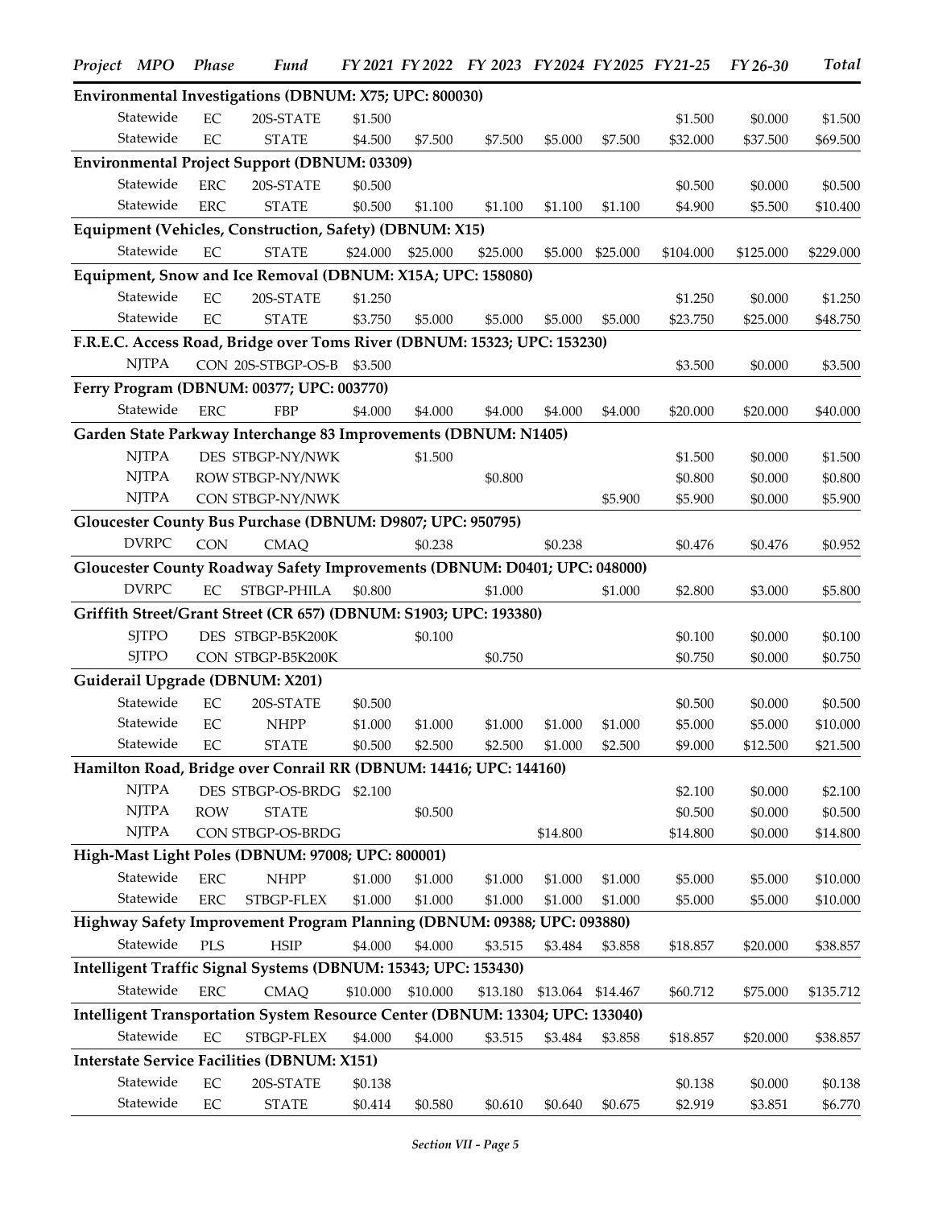| Project | MPO | Phase | Fund | FY 2021 | FY 2022 | FY 2023 | FY2024 | FY2025 | FY21-25 | FY 26-30 | Total |
|---|---|---|---|---|---|---|---|---|---|---|---|
| **Environmental Investigations (DBNUM: X75; UPC: 800030)** | | | | | | | | | | | |
| | Statewide | EC | 20S-STATE | $1.500 | | | | | $1.500 | $0.000 | $1.500 |
| | Statewide | EC | STATE | $4.500 | $7.500 | $7.500 | $5.000 | $7.500 | $32.000 | $37.500 | $69.500 |
| **Environmental Project Support (DBNUM: 03309)** | | | | | | | | | | | |
| | Statewide | ERC | 20S-STATE | $0.500 | | | | | $0.500 | $0.000 | $0.500 |
| | Statewide | ERC | STATE | $0.500 | $1.100 | $1.100 | $1.100 | $1.100 | $4.900 | $5.500 | $10.400 |
| **Equipment (Vehicles, Construction, Safety) (DBNUM: X15)** | | | | | | | | | | | |
| | Statewide | EC | STATE | $24.000 | $25.000 | $25.000 | $5.000 | $25.000 | $104.000 | $125.000 | $229.000 |
| **Equipment, Snow and Ice Removal (DBNUM: X15A; UPC: 158080)** | | | | | | | | | | | |
| | Statewide | EC | 20S-STATE | $1.250 | | | | | $1.250 | $0.000 | $1.250 |
| | Statewide | EC | STATE | $3.750 | $5.000 | $5.000 | $5.000 | $5.000 | $23.750 | $25.000 | $48.750 |
| **F.R.E.C. Access Road, Bridge over Toms River (DBNUM: 15323; UPC: 153230)** | | | | | | | | | | | |
| | NJTPA | CON | 20S-STBGP-OS-B | $3.500 | | | | | $3.500 | $0.000 | $3.500 |
| **Ferry Program (DBNUM: 00377; UPC: 003770)** | | | | | | | | | | | |
| | Statewide | ERC | FBP | $4.000 | $4.000 | $4.000 | $4.000 | $4.000 | $20.000 | $20.000 | $40.000 |
| **Garden State Parkway Interchange 83 Improvements (DBNUM: N1405)** | | | | | | | | | | | |
| | NJTPA | DES | STBGP-NY/NWK | | $1.500 | | | | $1.500 | $0.000 | $1.500 |
| | NJTPA | ROW | STBGP-NY/NWK | | | $0.800 | | | $0.800 | $0.000 | $0.800 |
| | NJTPA | CON | STBGP-NY/NWK | | | | | $5.900 | $5.900 | $0.000 | $5.900 |
| **Gloucester County Bus Purchase (DBNUM: D9807; UPC: 950795)** | | | | | | | | | | | |
| | DVRPC | CON | CMAQ | | $0.238 | | $0.238 | | $0.476 | $0.476 | $0.952 |
| **Gloucester County Roadway Safety Improvements (DBNUM: D0401; UPC: 048000)** | | | | | | | | | | | |
| | DVRPC | EC | STBGP-PHILA | $0.800 | | $1.000 | | $1.000 | $2.800 | $3.000 | $5.800 |
| **Griffith Street/Grant Street (CR 657) (DBNUM: S1903; UPC: 193380)** | | | | | | | | | | | |
| | SJTPO | DES | STBGP-B5K200K | | $0.100 | | | | $0.100 | $0.000 | $0.100 |
| | SJTPO | CON | STBGP-B5K200K | | | $0.750 | | | $0.750 | $0.000 | $0.750 |
| **Guiderail Upgrade (DBNUM: X201)** | | | | | | | | | | | |
| | Statewide | EC | 20S-STATE | $0.500 | | | | | $0.500 | $0.000 | $0.500 |
| | Statewide | EC | NHPP | $1.000 | $1.000 | $1.000 | $1.000 | $1.000 | $5.000 | $5.000 | $10.000 |
| | Statewide | EC | STATE | $0.500 | $2.500 | $2.500 | $1.000 | $2.500 | $9.000 | $12.500 | $21.500 |
| **Hamilton Road, Bridge over Conrail RR (DBNUM: 14416; UPC: 144160)** | | | | | | | | | | | |
| | NJTPA | DES | STBGP-OS-BRDG | $2.100 | | | | | $2.100 | $0.000 | $2.100 |
| | NJTPA | ROW | STATE | | $0.500 | | | | $0.500 | $0.000 | $0.500 |
| | NJTPA | CON | STBGP-OS-BRDG | | | | $14.800 | | $14.800 | $0.000 | $14.800 |
| **High-Mast Light Poles (DBNUM: 97008; UPC: 800001)** | | | | | | | | | | | |
| | Statewide | ERC | NHPP | $1.000 | $1.000 | $1.000 | $1.000 | $1.000 | $5.000 | $5.000 | $10.000 |
| | Statewide | ERC | STBGP-FLEX | $1.000 | $1.000 | $1.000 | $1.000 | $1.000 | $5.000 | $5.000 | $10.000 |
| **Highway Safety Improvement Program Planning (DBNUM: 09388; UPC: 093880)** | | | | | | | | | | | |
| | Statewide | PLS | HSIP | $4.000 | $4.000 | $3.515 | $3.484 | $3.858 | $18.857 | $20.000 | $38.857 |
| **Intelligent Traffic Signal Systems (DBNUM: 15343; UPC: 153430)** | | | | | | | | | | | |
| | Statewide | ERC | CMAQ | $10.000 | $10.000 | $13.180 | $13.064 | $14.467 | $60.712 | $75.000 | $135.712 |
| **Intelligent Transportation System Resource Center (DBNUM: 13304; UPC: 133040)** | | | | | | | | | | | |
| | Statewide | EC | STBGP-FLEX | $4.000 | $4.000 | $3.515 | $3.484 | $3.858 | $18.857 | $20.000 | $38.857 |
| **Interstate Service Facilities (DBNUM: X151)** | | | | | | | | | | | |
| | Statewide | EC | 20S-STATE | $0.138 | | | | | $0.138 | $0.000 | $0.138 |
| | Statewide | EC | STATE | $0.414 | $0.580 | $0.610 | $0.640 | $0.675 | $2.919 | $3.851 | $6.770 |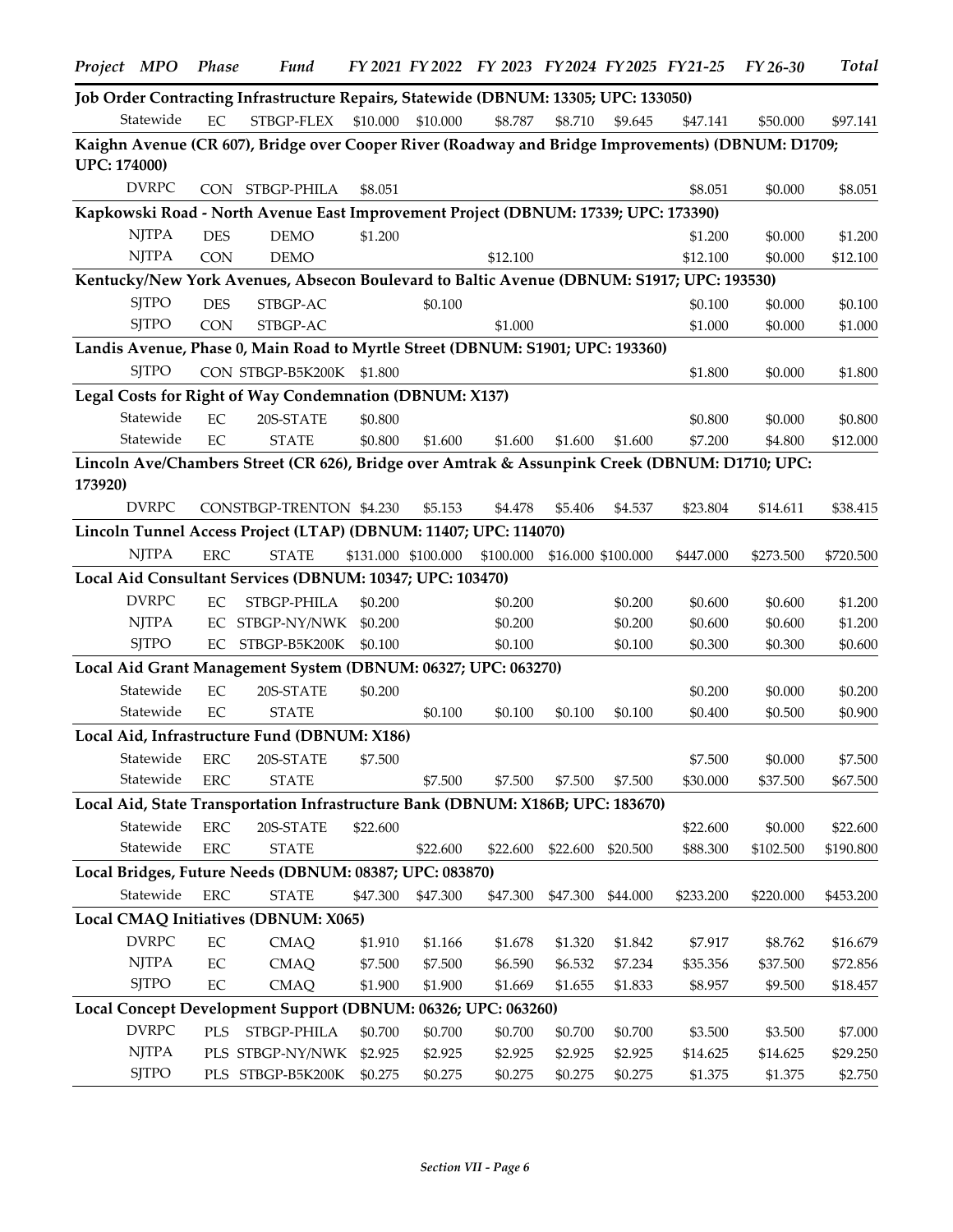| Project | MPO | Phase | Fund | FY 2021 | FY 2022 | FY 2023 | FY2024 | FY2025 | FY21-25 | FY 26-30 | Total |
|---|---|---|---|---|---|---|---|---|---|---|---|
| **Job Order Contracting Infrastructure Repairs, Statewide (DBNUM: 13305; UPC: 133050)** | | | | | | | | | | | |
| | Statewide | EC | STBGP-FLEX | $10.000 | $10.000 | $8.787 | $8.710 | $9.645 | $47.141 | $50.000 | $97.141 |
| **Kaighn Avenue (CR 607), Bridge over Cooper River (Roadway and Bridge Improvements) (DBNUM: D1709; UPC: 174000)** | | | | | | | | | | | |
| | DVRPC | CON | STBGP-PHILA | $8.051 | | | | | $8.051 | $0.000 | $8.051 |
| **Kapkowski Road - North Avenue East Improvement Project (DBNUM: 17339; UPC: 173390)** | | | | | | | | | | | |
| | NJTPA | DES | DEMO | $1.200 | | | | | $1.200 | $0.000 | $1.200 |
| | NJTPA | CON | DEMO | | | $12.100 | | | $12.100 | $0.000 | $12.100 |
| **Kentucky/New York Avenues, Absecon Boulevard to Baltic Avenue (DBNUM: S1917; UPC: 193530)** | | | | | | | | | | | |
| | SJTPO | DES | STBGP-AC | | $0.100 | | | | $0.100 | $0.000 | $0.100 |
| | SJTPO | CON | STBGP-AC | | | $1.000 | | | $1.000 | $0.000 | $1.000 |
| **Landis Avenue, Phase 0, Main Road to Myrtle Street (DBNUM: S1901; UPC: 193360)** | | | | | | | | | | | |
| | SJTPO | CON | STBGP-B5K200K | $1.800 | | | | | $1.800 | $0.000 | $1.800 |
| **Legal Costs for Right of Way Condemnation (DBNUM: X137)** | | | | | | | | | | | |
| | Statewide | EC | 20S-STATE | $0.800 | | | | | $0.800 | $0.000 | $0.800 |
| | Statewide | EC | STATE | $0.800 | $1.600 | $1.600 | $1.600 | $1.600 | $7.200 | $4.800 | $12.000 |
| **Lincoln Ave/Chambers Street (CR 626), Bridge over Amtrak & Assunpink Creek (DBNUM: D1710; UPC: 173920)** | | | | | | | | | | | |
| | DVRPC | CON | STBGP-TRENTON | $4.230 | $5.153 | $4.478 | $5.406 | $4.537 | $23.804 | $14.611 | $38.415 |
| **Lincoln Tunnel Access Project (LTAP) (DBNUM: 11407; UPC: 114070)** | | | | | | | | | | | |
| | NJTPA | ERC | STATE | $131.000 | $100.000 | $100.000 | $16.000 | $100.000 | $447.000 | $273.500 | $720.500 |
| **Local Aid Consultant Services (DBNUM: 10347; UPC: 103470)** | | | | | | | | | | | |
| | DVRPC | EC | STBGP-PHILA | $0.200 | | $0.200 | | $0.200 | $0.600 | $0.600 | $1.200 |
| | NJTPA | EC | STBGP-NY/NWK | $0.200 | | $0.200 | | $0.200 | $0.600 | $0.600 | $1.200 |
| | SJTPO | EC | STBGP-B5K200K | $0.100 | | $0.100 | | $0.100 | $0.300 | $0.300 | $0.600 |
| **Local Aid Grant Management System (DBNUM: 06327; UPC: 063270)** | | | | | | | | | | | |
| | Statewide | EC | 20S-STATE | $0.200 | | | | | $0.200 | $0.000 | $0.200 |
| | Statewide | EC | STATE | | $0.100 | $0.100 | $0.100 | $0.100 | $0.400 | $0.500 | $0.900 |
| **Local Aid, Infrastructure Fund (DBNUM: X186)** | | | | | | | | | | | |
| | Statewide | ERC | 20S-STATE | $7.500 | | | | | $7.500 | $0.000 | $7.500 |
| | Statewide | ERC | STATE | | $7.500 | $7.500 | $7.500 | $7.500 | $30.000 | $37.500 | $67.500 |
| **Local Aid, State Transportation Infrastructure Bank (DBNUM: X186B; UPC: 183670)** | | | | | | | | | | | |
| | Statewide | ERC | 20S-STATE | $22.600 | | | | | $22.600 | $0.000 | $22.600 |
| | Statewide | ERC | STATE | | $22.600 | $22.600 | $22.600 | $20.500 | $88.300 | $102.500 | $190.800 |
| **Local Bridges, Future Needs (DBNUM: 08387; UPC: 083870)** | | | | | | | | | | | |
| | Statewide | ERC | STATE | $47.300 | $47.300 | $47.300 | $47.300 | $44.000 | $233.200 | $220.000 | $453.200 |
| **Local CMAQ Initiatives (DBNUM: X065)** | | | | | | | | | | | |
| | DVRPC | EC | CMAQ | $1.910 | $1.166 | $1.678 | $1.320 | $1.842 | $7.917 | $8.762 | $16.679 |
| | NJTPA | EC | CMAQ | $7.500 | $7.500 | $6.590 | $6.532 | $7.234 | $35.356 | $37.500 | $72.856 |
| | SJTPO | EC | CMAQ | $1.900 | $1.900 | $1.669 | $1.655 | $1.833 | $8.957 | $9.500 | $18.457 |
| **Local Concept Development Support (DBNUM: 06326; UPC: 063260)** | | | | | | | | | | | |
| | DVRPC | PLS | STBGP-PHILA | $0.700 | $0.700 | $0.700 | $0.700 | $0.700 | $3.500 | $3.500 | $7.000 |
| | NJTPA | PLS | STBGP-NY/NWK | $2.925 | $2.925 | $2.925 | $2.925 | $2.925 | $14.625 | $14.625 | $29.250 |
| | SJTPO | PLS | STBGP-B5K200K | $0.275 | $0.275 | $0.275 | $0.275 | $0.275 | $1.375 | $1.375 | $2.750 |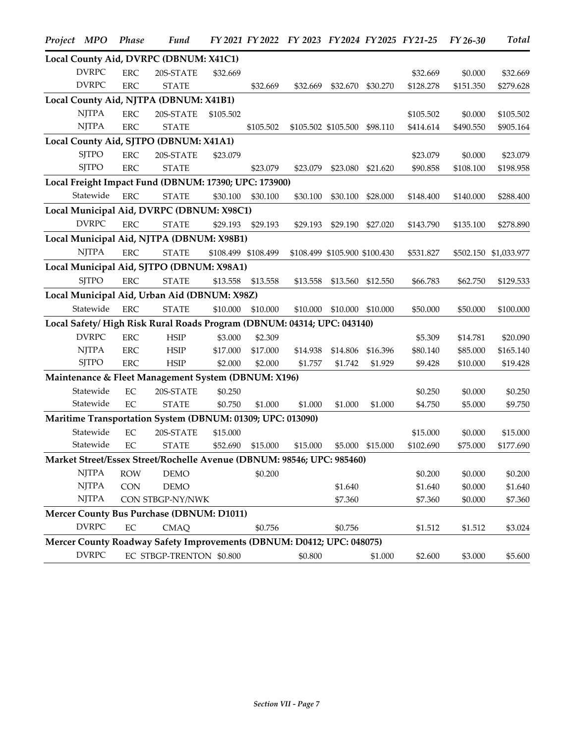| Project | MPO | Phase | Fund | FY 2021 | FY 2022 | FY 2023 | FY2024 | FY2025 | FY21-25 | FY 26-30 | Total |
|---|---|---|---|---|---|---|---|---|---|---|---|
| **Local County Aid, DVRPC (DBNUM: X41C1)** | | | | | | | | | | | |
| | DVRPC | ERC | 20S-STATE | $32.669 | | | | | $32.669 | $0.000 | $32.669 |
| | DVRPC | ERC | STATE | | $32.669 | $32.669 | $32.670 | $30.270 | $128.278 | $151.350 | $279.628 |
| **Local County Aid, NJTPA (DBNUM: X41B1)** | | | | | | | | | | | |
| | NJTPA | ERC | 20S-STATE | $105.502 | | | | | $105.502 | $0.000 | $105.502 |
| | NJTPA | ERC | STATE | | $105.502 | $105.502 | $105.500 | $98.110 | $414.614 | $490.550 | $905.164 |
| **Local County Aid, SJTPO (DBNUM: X41A1)** | | | | | | | | | | | |
| | SJTPO | ERC | 20S-STATE | $23.079 | | | | | $23.079 | $0.000 | $23.079 |
| | SJTPO | ERC | STATE | | $23.079 | $23.079 | $23.080 | $21.620 | $90.858 | $108.100 | $198.958 |
| **Local Freight Impact Fund (DBNUM: 17390; UPC: 173900)** | | | | | | | | | | | |
| | Statewide | ERC | STATE | $30.100 | $30.100 | $30.100 | $30.100 | $28.000 | $148.400 | $140.000 | $288.400 |
| **Local Municipal Aid, DVRPC (DBNUM: X98C1)** | | | | | | | | | | | |
| | DVRPC | ERC | STATE | $29.193 | $29.193 | $29.193 | $29.190 | $27.020 | $143.790 | $135.100 | $278.890 |
| **Local Municipal Aid, NJTPA (DBNUM: X98B1)** | | | | | | | | | | | |
| | NJTPA | ERC | STATE | $108.499 | $108.499 | $108.499 | $105.900 | $100.430 | $531.827 | $502.150 | $1,033.977 |
| **Local Municipal Aid, SJTPO (DBNUM: X98A1)** | | | | | | | | | | | |
| | SJTPO | ERC | STATE | $13.558 | $13.558 | $13.558 | $13.560 | $12.550 | $66.783 | $62.750 | $129.533 |
| **Local Municipal Aid, Urban Aid (DBNUM: X98Z)** | | | | | | | | | | | |
| | Statewide | ERC | STATE | $10.000 | $10.000 | $10.000 | $10.000 | $10.000 | $50.000 | $50.000 | $100.000 |
| **Local Safety/ High Risk Rural Roads Program (DBNUM: 04314; UPC: 043140)** | | | | | | | | | | | |
| | DVRPC | ERC | HSIP | $3.000 | $2.309 | | | | $5.309 | $14.781 | $20.090 |
| | NJTPA | ERC | HSIP | $17.000 | $17.000 | $14.938 | $14.806 | $16.396 | $80.140 | $85.000 | $165.140 |
| | SJTPO | ERC | HSIP | $2.000 | $2.000 | $1.757 | $1.742 | $1.929 | $9.428 | $10.000 | $19.428 |
| **Maintenance & Fleet Management System (DBNUM: X196)** | | | | | | | | | | | |
| | Statewide | EC | 20S-STATE | $0.250 | | | | | $0.250 | $0.000 | $0.250 |
| | Statewide | EC | STATE | $0.750 | $1.000 | $1.000 | $1.000 | $1.000 | $4.750 | $5.000 | $9.750 |
| **Maritime Transportation System (DBNUM: 01309; UPC: 013090)** | | | | | | | | | | | |
| | Statewide | EC | 20S-STATE | $15.000 | | | | | $15.000 | $0.000 | $15.000 |
| | Statewide | EC | STATE | $52.690 | $15.000 | $15.000 | $5.000 | $15.000 | $102.690 | $75.000 | $177.690 |
| **Market Street/Essex Street/Rochelle Avenue (DBNUM: 98546; UPC: 985460)** | | | | | | | | | | | |
| | NJTPA | ROW | DEMO | | $0.200 | | | | $0.200 | $0.000 | $0.200 |
| | NJTPA | CON | DEMO | | | | $1.640 | | $1.640 | $0.000 | $1.640 |
| | NJTPA | CON | STBGP-NY/NWK | | | | $7.360 | | $7.360 | $0.000 | $7.360 |
| **Mercer County Bus Purchase (DBNUM: D1011)** | | | | | | | | | | | |
| | DVRPC | EC | CMAQ | | $0.756 | | $0.756 | | $1.512 | $1.512 | $3.024 |
| **Mercer County Roadway Safety Improvements (DBNUM: D0412; UPC: 048075)** | | | | | | | | | | | |
| | DVRPC | EC | STBGP-TRENTON | $0.800 | | $0.800 | | $1.000 | $2.600 | $3.000 | $5.600 |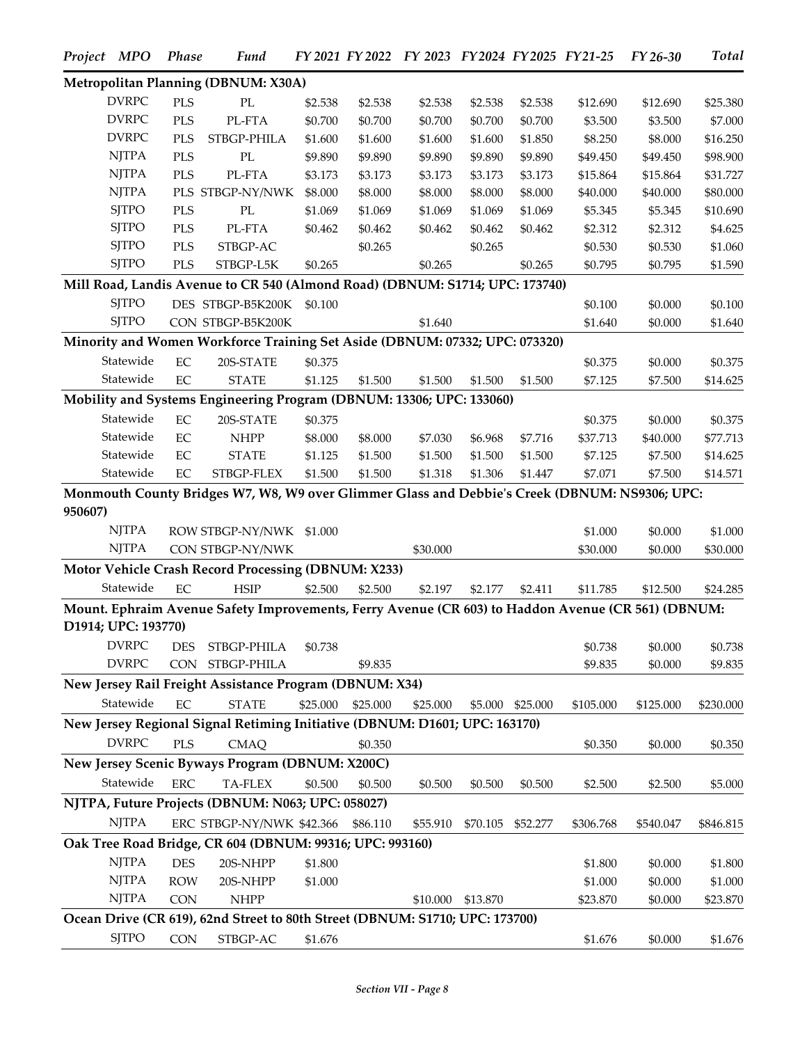| Project | MPO | Phase | Fund | FY 2021 | FY 2022 | FY 2023 | FY2024 | FY2025 | FY21-25 | FY 26-30 | Total |
|---|---|---|---|---|---|---|---|---|---|---|---|
| **Metropolitan Planning (DBNUM: X30A)** | | | | | | | | | | | |
| | DVRPC | PLS | PL | $2.538 | $2.538 | $2.538 | $2.538 | $2.538 | $12.690 | $12.690 | $25.380 |
| | DVRPC | PLS | PL-FTA | $0.700 | $0.700 | $0.700 | $0.700 | $0.700 | $3.500 | $3.500 | $7.000 |
| | DVRPC | PLS | STBGP-PHILA | $1.600 | $1.600 | $1.600 | $1.600 | $1.850 | $8.250 | $8.000 | $16.250 |
| | NJTPA | PLS | PL | $9.890 | $9.890 | $9.890 | $9.890 | $9.890 | $49.450 | $49.450 | $98.900 |
| | NJTPA | PLS | PL-FTA | $3.173 | $3.173 | $3.173 | $3.173 | $3.173 | $15.864 | $15.864 | $31.727 |
| | NJTPA | PLS | STBGP-NY/NWK | $8.000 | $8.000 | $8.000 | $8.000 | $8.000 | $40.000 | $40.000 | $80.000 |
| | SJTPO | PLS | PL | $1.069 | $1.069 | $1.069 | $1.069 | $1.069 | $5.345 | $5.345 | $10.690 |
| | SJTPO | PLS | PL-FTA | $0.462 | $0.462 | $0.462 | $0.462 | $0.462 | $2.312 | $2.312 | $4.625 |
| | SJTPO | PLS | STBGP-AC | | $0.265 | | $0.265 | | $0.530 | $0.530 | $1.060 |
| | SJTPO | PLS | STBGP-L5K | $0.265 | | $0.265 | | $0.265 | $0.795 | $0.795 | $1.590 |
| **Mill Road, Landis Avenue to CR 540 (Almond Road) (DBNUM: S1714; UPC: 173740)** | | | | | | | | | | | |
| | SJTPO | DES | STBGP-B5K200K | $0.100 | | | | | $0.100 | $0.000 | $0.100 |
| | SJTPO | CON | STBGP-B5K200K | | | $1.640 | | | $1.640 | $0.000 | $1.640 |
| **Minority and Women Workforce Training Set Aside (DBNUM: 07332; UPC: 073320)** | | | | | | | | | | | |
| | Statewide | EC | 20S-STATE | $0.375 | | | | | $0.375 | $0.000 | $0.375 |
| | Statewide | EC | STATE | $1.125 | $1.500 | $1.500 | $1.500 | $1.500 | $7.125 | $7.500 | $14.625 |
| **Mobility and Systems Engineering Program (DBNUM: 13306; UPC: 133060)** | | | | | | | | | | | |
| | Statewide | EC | 20S-STATE | $0.375 | | | | | $0.375 | $0.000 | $0.375 |
| | Statewide | EC | NHPP | $8.000 | $8.000 | $7.030 | $6.968 | $7.716 | $37.713 | $40.000 | $77.713 |
| | Statewide | EC | STATE | $1.125 | $1.500 | $1.500 | $1.500 | $1.500 | $7.125 | $7.500 | $14.625 |
| | Statewide | EC | STBGP-FLEX | $1.500 | $1.500 | $1.318 | $1.306 | $1.447 | $7.071 | $7.500 | $14.571 |
| **Monmouth County Bridges W7, W8, W9 over Glimmer Glass and Debbie's Creek (DBNUM: NS9306; UPC: 950607)** | | | | | | | | | | | |
| | NJTPA | ROW | STBGP-NY/NWK | $1.000 | | | | | $1.000 | $0.000 | $1.000 |
| | NJTPA | CON | STBGP-NY/NWK | | | $30.000 | | | $30.000 | $0.000 | $30.000 |
| **Motor Vehicle Crash Record Processing (DBNUM: X233)** | | | | | | | | | | | |
| | Statewide | EC | HSIP | $2.500 | $2.500 | $2.197 | $2.177 | $2.411 | $11.785 | $12.500 | $24.285 |
| **Mount. Ephraim Avenue Safety Improvements, Ferry Avenue (CR 603) to Haddon Avenue (CR 561) (DBNUM: D1914; UPC: 193770)** | | | | | | | | | | | |
| | DVRPC | DES | STBGP-PHILA | $0.738 | | | | | $0.738 | $0.000 | $0.738 |
| | DVRPC | CON | STBGP-PHILA | | $9.835 | | | | $9.835 | $0.000 | $9.835 |
| **New Jersey Rail Freight Assistance Program (DBNUM: X34)** | | | | | | | | | | | |
| | Statewide | EC | STATE | $25.000 | $25.000 | $25.000 | $5.000 | $25.000 | $105.000 | $125.000 | $230.000 |
| **New Jersey Regional Signal Retiming Initiative (DBNUM: D1601; UPC: 163170)** | | | | | | | | | | | |
| | DVRPC | PLS | CMAQ | | $0.350 | | | | $0.350 | $0.000 | $0.350 |
| **New Jersey Scenic Byways Program (DBNUM: X200C)** | | | | | | | | | | | |
| | Statewide | ERC | TA-FLEX | $0.500 | $0.500 | $0.500 | $0.500 | $0.500 | $2.500 | $2.500 | $5.000 |
| **NJTPA, Future Projects (DBNUM: N063; UPC: 058027)** | | | | | | | | | | | |
| | NJTPA | ERC | STBGP-NY/NWK | $42.366 | $86.110 | $55.910 | $70.105 | $52.277 | $306.768 | $540.047 | $846.815 |
| **Oak Tree Road Bridge, CR 604 (DBNUM: 99316; UPC: 993160)** | | | | | | | | | | | |
| | NJTPA | DES | 20S-NHPP | $1.800 | | | | | $1.800 | $0.000 | $1.800 |
| | NJTPA | ROW | 20S-NHPP | $1.000 | | | | | $1.000 | $0.000 | $1.000 |
| | NJTPA | CON | NHPP | | | $10.000 | $13.870 | | $23.870 | $0.000 | $23.870 |
| **Ocean Drive (CR 619), 62nd Street to 80th Street (DBNUM: S1710; UPC: 173700)** | | | | | | | | | | | |
| | SJTPO | CON | STBGP-AC | $1.676 | | | | | $1.676 | $0.000 | $1.676 |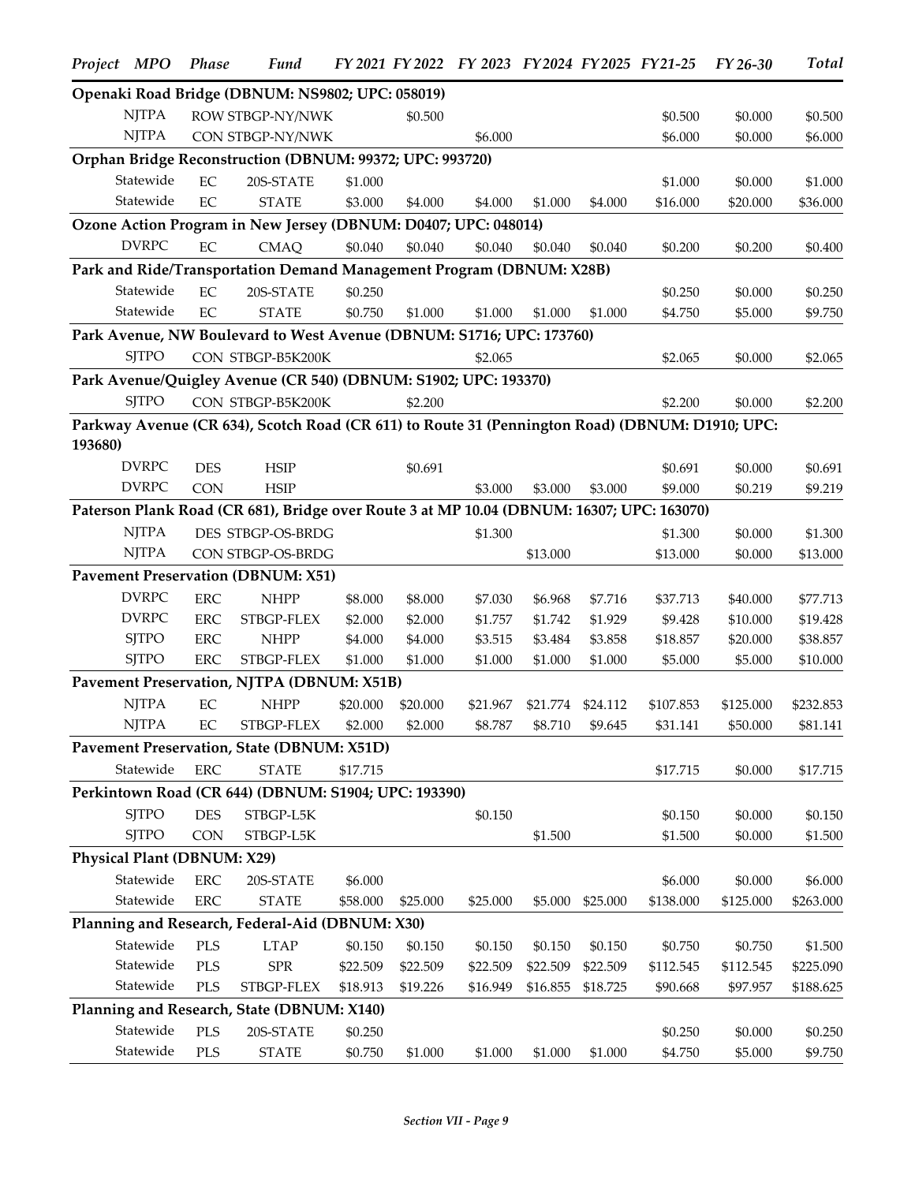| Project | MPO | Phase | Fund | FY 2021 | FY 2022 | FY 2023 | FY2024 | FY2025 | FY21-25 | FY 26-30 | Total |
|---|---|---|---|---|---|---|---|---|---|---|---|
| **Openaki Road Bridge (DBNUM: NS9802; UPC: 058019)** | | | | | | | | | | | |
| | NJTPA | ROW | STBGP-NY/NWK | | $0.500 | | | | $0.500 | $0.000 | $0.500 |
| | NJTPA | CON | STBGP-NY/NWK | | | $6.000 | | | $6.000 | $0.000 | $6.000 |
| **Orphan Bridge Reconstruction (DBNUM: 99372; UPC: 993720)** | | | | | | | | | | | |
| | Statewide | EC | 20S-STATE | $1.000 | | | | | $1.000 | $0.000 | $1.000 |
| | Statewide | EC | STATE | $3.000 | $4.000 | $4.000 | $1.000 | $4.000 | $16.000 | $20.000 | $36.000 |
| **Ozone Action Program in New Jersey (DBNUM: D0407; UPC: 048014)** | | | | | | | | | | | |
| | DVRPC | EC | CMAQ | $0.040 | $0.040 | $0.040 | $0.040 | $0.040 | $0.200 | $0.200 | $0.400 |
| **Park and Ride/Transportation Demand Management Program (DBNUM: X28B)** | | | | | | | | | | | |
| | Statewide | EC | 20S-STATE | $0.250 | | | | | $0.250 | $0.000 | $0.250 |
| | Statewide | EC | STATE | $0.750 | $1.000 | $1.000 | $1.000 | $1.000 | $4.750 | $5.000 | $9.750 |
| **Park Avenue, NW Boulevard to West Avenue (DBNUM: S1716; UPC: 173760)** | | | | | | | | | | | |
| | SJTPO | CON | STBGP-B5K200K | | | $2.065 | | | $2.065 | $0.000 | $2.065 |
| **Park Avenue/Quigley Avenue (CR 540) (DBNUM: S1902; UPC: 193370)** | | | | | | | | | | | |
| | SJTPO | CON | STBGP-B5K200K | | $2.200 | | | | $2.200 | $0.000 | $2.200 |
| **Parkway Avenue (CR 634), Scotch Road (CR 611) to Route 31 (Pennington Road) (DBNUM: D1910; UPC: 193680)** | | | | | | | | | | | |
| | DVRPC | DES | HSIP | | $0.691 | | | | $0.691 | $0.000 | $0.691 |
| | DVRPC | CON | HSIP | | | $3.000 | $3.000 | $3.000 | $9.000 | $0.219 | $9.219 |
| **Paterson Plank Road (CR 681), Bridge over Route 3 at MP 10.04 (DBNUM: 16307; UPC: 163070)** | | | | | | | | | | | |
| | NJTPA | DES | STBGP-OS-BRDG | | | $1.300 | | | $1.300 | $0.000 | $1.300 |
| | NJTPA | CON | STBGP-OS-BRDG | | | | $13.000 | | $13.000 | $0.000 | $13.000 |
| **Pavement Preservation (DBNUM: X51)** | | | | | | | | | | | |
| | DVRPC | ERC | NHPP | $8.000 | $8.000 | $7.030 | $6.968 | $7.716 | $37.713 | $40.000 | $77.713 |
| | DVRPC | ERC | STBGP-FLEX | $2.000 | $2.000 | $1.757 | $1.742 | $1.929 | $9.428 | $10.000 | $19.428 |
| | SJTPO | ERC | NHPP | $4.000 | $4.000 | $3.515 | $3.484 | $3.858 | $18.857 | $20.000 | $38.857 |
| | SJTPO | ERC | STBGP-FLEX | $1.000 | $1.000 | $1.000 | $1.000 | $1.000 | $5.000 | $5.000 | $10.000 |
| **Pavement Preservation, NJTPA (DBNUM: X51B)** | | | | | | | | | | | |
| | NJTPA | EC | NHPP | $20.000 | $20.000 | $21.967 | $21.774 | $24.112 | $107.853 | $125.000 | $232.853 |
| | NJTPA | EC | STBGP-FLEX | $2.000 | $2.000 | $8.787 | $8.710 | $9.645 | $31.141 | $50.000 | $81.141 |
| **Pavement Preservation, State (DBNUM: X51D)** | | | | | | | | | | | |
| | Statewide | ERC | STATE | $17.715 | | | | | $17.715 | $0.000 | $17.715 |
| **Perkintown Road (CR 644) (DBNUM: S1904; UPC: 193390)** | | | | | | | | | | | |
| | SJTPO | DES | STBGP-L5K | | | $0.150 | | | $0.150 | $0.000 | $0.150 |
| | SJTPO | CON | STBGP-L5K | | | | $1.500 | | $1.500 | $0.000 | $1.500 |
| **Physical Plant (DBNUM: X29)** | | | | | | | | | | | |
| | Statewide | ERC | 20S-STATE | $6.000 | | | | | $6.000 | $0.000 | $6.000 |
| | Statewide | ERC | STATE | $58.000 | $25.000 | $25.000 | $5.000 | $25.000 | $138.000 | $125.000 | $263.000 |
| **Planning and Research, Federal-Aid (DBNUM: X30)** | | | | | | | | | | | |
| | Statewide | PLS | LTAP | $0.150 | $0.150 | $0.150 | $0.150 | $0.150 | $0.750 | $0.750 | $1.500 |
| | Statewide | PLS | SPR | $22.509 | $22.509 | $22.509 | $22.509 | $22.509 | $112.545 | $112.545 | $225.090 |
| | Statewide | PLS | STBGP-FLEX | $18.913 | $19.226 | $16.949 | $16.855 | $18.725 | $90.668 | $97.957 | $188.625 |
| **Planning and Research, State (DBNUM: X140)** | | | | | | | | | | | |
| | Statewide | PLS | 20S-STATE | $0.250 | | | | | $0.250 | $0.000 | $0.250 |
| | Statewide | PLS | STATE | $0.750 | $1.000 | $1.000 | $1.000 | $1.000 | $4.750 | $5.000 | $9.750 |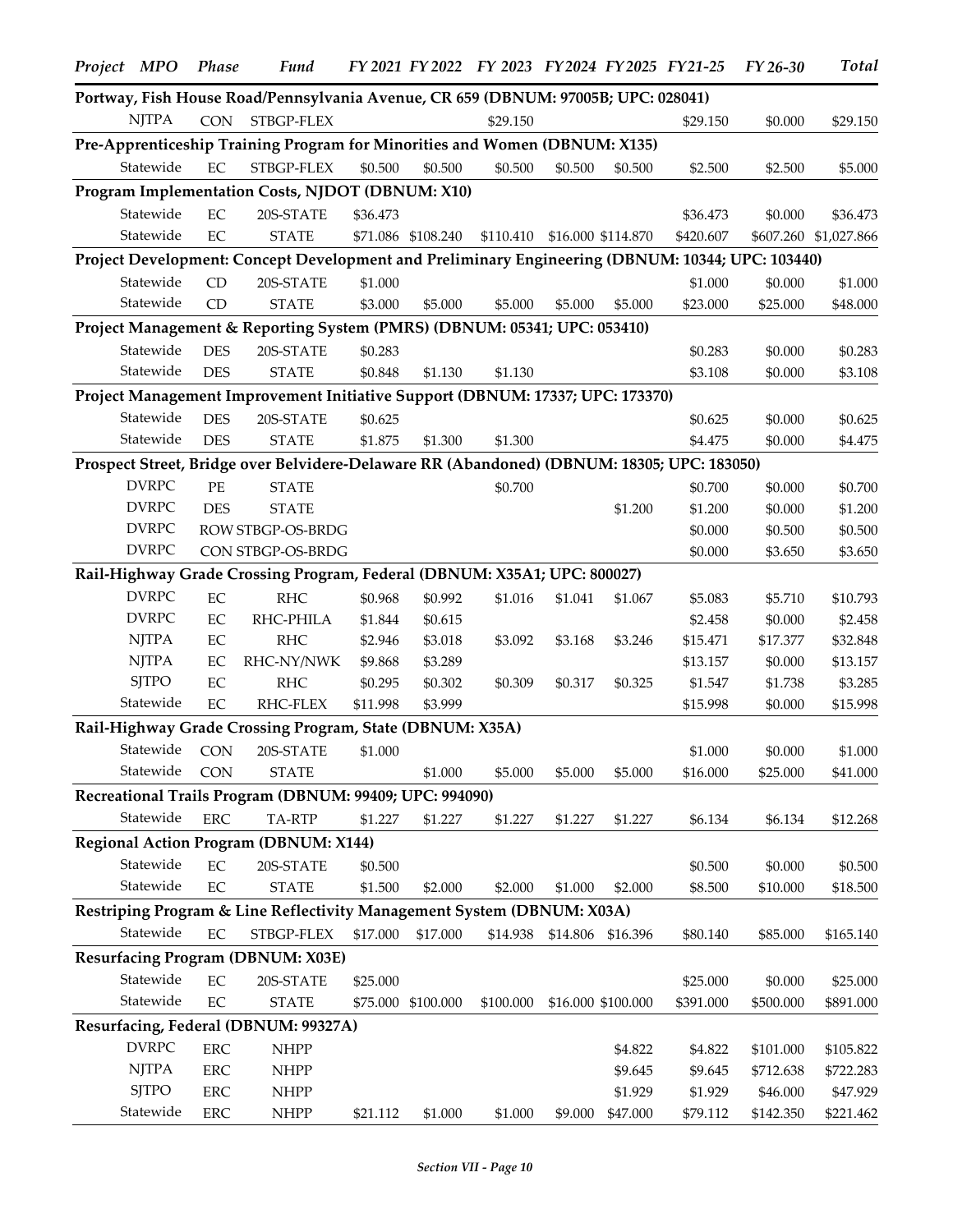| Project | MPO | Phase | Fund | FY 2021 | FY 2022 | FY 2023 | FY2024 | FY2025 | FY21-25 | FY 26-30 | Total |
|---|---|---|---|---|---|---|---|---|---|---|---|
| **Portway, Fish House Road/Pennsylvania Avenue, CR 659 (DBNUM: 97005B; UPC: 028041)** | | | | | | | | | | | |
| | NJTPA | CON | STBGP-FLEX | | | $29.150 | | | $29.150 | $0.000 | $29.150 |
| **Pre-Apprenticeship Training Program for Minorities and Women (DBNUM: X135)** | | | | | | | | | | | |
| | Statewide | EC | STBGP-FLEX | $0.500 | $0.500 | $0.500 | $0.500 | $0.500 | $2.500 | $2.500 | $5.000 |
| **Program Implementation Costs, NJDOT (DBNUM: X10)** | | | | | | | | | | | |
| | Statewide | EC | 20S-STATE | $36.473 | | | | | $36.473 | $0.000 | $36.473 |
| | Statewide | EC | STATE | $71.086 | $108.240 | $110.410 | $16.000 | $114.870 | $420.607 | $607.260 | $1,027.866 |
| **Project Development: Concept Development and Preliminary Engineering (DBNUM: 10344; UPC: 103440)** | | | | | | | | | | | |
| | Statewide | CD | 20S-STATE | $1.000 | | | | | $1.000 | $0.000 | $1.000 |
| | Statewide | CD | STATE | $3.000 | $5.000 | $5.000 | $5.000 | $5.000 | $23.000 | $25.000 | $48.000 |
| **Project Management & Reporting System (PMRS) (DBNUM: 05341; UPC: 053410)** | | | | | | | | | | | |
| | Statewide | DES | 20S-STATE | $0.283 | | | | | $0.283 | $0.000 | $0.283 |
| | Statewide | DES | STATE | $0.848 | $1.130 | $1.130 | | | $3.108 | $0.000 | $3.108 |
| **Project Management Improvement Initiative Support (DBNUM: 17337; UPC: 173370)** | | | | | | | | | | | |
| | Statewide | DES | 20S-STATE | $0.625 | | | | | $0.625 | $0.000 | $0.625 |
| | Statewide | DES | STATE | $1.875 | $1.300 | $1.300 | | | $4.475 | $0.000 | $4.475 |
| **Prospect Street, Bridge over Belvidere-Delaware RR (Abandoned) (DBNUM: 18305; UPC: 183050)** | | | | | | | | | | | |
| | DVRPC | PE | STATE | | | $0.700 | | | $0.700 | $0.000 | $0.700 |
| | DVRPC | DES | STATE | | | | | $1.200 | $1.200 | $0.000 | $1.200 |
| | DVRPC | ROW | STBGP-OS-BRDG | | | | | | $0.000 | $0.500 | $0.500 |
| | DVRPC | CON | STBGP-OS-BRDG | | | | | | $0.000 | $3.650 | $3.650 |
| **Rail-Highway Grade Crossing Program, Federal (DBNUM: X35A1; UPC: 800027)** | | | | | | | | | | | |
| | DVRPC | EC | RHC | $0.968 | $0.992 | $1.016 | $1.041 | $1.067 | $5.083 | $5.710 | $10.793 |
| | DVRPC | EC | RHC-PHILA | $1.844 | $0.615 | | | | $2.458 | $0.000 | $2.458 |
| | NJTPA | EC | RHC | $2.946 | $3.018 | $3.092 | $3.168 | $3.246 | $15.471 | $17.377 | $32.848 |
| | NJTPA | EC | RHC-NY/NWK | $9.868 | $3.289 | | | | $13.157 | $0.000 | $13.157 |
| | SJTPO | EC | RHC | $0.295 | $0.302 | $0.309 | $0.317 | $0.325 | $1.547 | $1.738 | $3.285 |
| | Statewide | EC | RHC-FLEX | $11.998 | $3.999 | | | | $15.998 | $0.000 | $15.998 |
| **Rail-Highway Grade Crossing Program, State (DBNUM: X35A)** | | | | | | | | | | | |
| | Statewide | CON | 20S-STATE | $1.000 | | | | | $1.000 | $0.000 | $1.000 |
| | Statewide | CON | STATE | | $1.000 | $5.000 | $5.000 | $5.000 | $16.000 | $25.000 | $41.000 |
| **Recreational Trails Program (DBNUM: 99409; UPC: 994090)** | | | | | | | | | | | |
| | Statewide | ERC | TA-RTP | $1.227 | $1.227 | $1.227 | $1.227 | $1.227 | $6.134 | $6.134 | $12.268 |
| **Regional Action Program (DBNUM: X144)** | | | | | | | | | | | |
| | Statewide | EC | 20S-STATE | $0.500 | | | | | $0.500 | $0.000 | $0.500 |
| | Statewide | EC | STATE | $1.500 | $2.000 | $2.000 | $1.000 | $2.000 | $8.500 | $10.000 | $18.500 |
| **Restriping Program & Line Reflectivity Management System (DBNUM: X03A)** | | | | | | | | | | | |
| | Statewide | EC | STBGP-FLEX | $17.000 | $17.000 | $14.938 | $14.806 | $16.396 | $80.140 | $85.000 | $165.140 |
| **Resurfacing Program (DBNUM: X03E)** | | | | | | | | | | | |
| | Statewide | EC | 20S-STATE | $25.000 | | | | | $25.000 | $0.000 | $25.000 |
| | Statewide | EC | STATE | $75.000 | $100.000 | $100.000 | $16.000 | $100.000 | $391.000 | $500.000 | $891.000 |
| **Resurfacing, Federal (DBNUM: 99327A)** | | | | | | | | | | | |
| | DVRPC | ERC | NHPP | | | | | $4.822 | $4.822 | $101.000 | $105.822 |
| | NJTPA | ERC | NHPP | | | | | $9.645 | $9.645 | $712.638 | $722.283 |
| | SJTPO | ERC | NHPP | | | | | $1.929 | $1.929 | $46.000 | $47.929 |
| | Statewide | ERC | NHPP | $21.112 | $1.000 | $1.000 | $9.000 | $47.000 | $79.112 | $142.350 | $221.462 |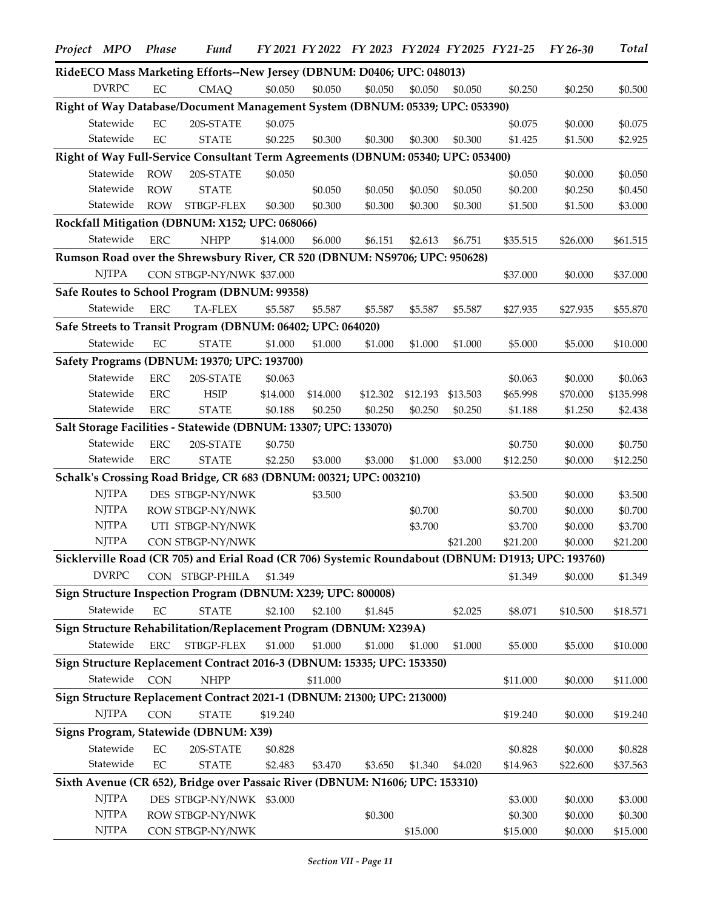| Project | MPO | Phase | Fund | FY 2021 | FY 2022 | FY 2023 | FY2024 | FY2025 | FY21-25 | FY 26-30 | Total |
|---|---|---|---|---|---|---|---|---|---|---|---|
| **RideECO Mass Marketing Efforts--New Jersey (DBNUM: D0406; UPC: 048013)** | | | | | | | | | | | |
| | DVRPC | EC | CMAQ | $0.050 | $0.050 | $0.050 | $0.050 | $0.050 | $0.250 | $0.250 | $0.500 |
| **Right of Way Database/Document Management System (DBNUM: 05339; UPC: 053390)** | | | | | | | | | | | |
| | Statewide | EC | 20S-STATE | $0.075 | | | | | $0.075 | $0.000 | $0.075 |
| | Statewide | EC | STATE | $0.225 | $0.300 | $0.300 | $0.300 | $0.300 | $1.425 | $1.500 | $2.925 |
| **Right of Way Full-Service Consultant Term Agreements (DBNUM: 05340; UPC: 053400)** | | | | | | | | | | | |
| | Statewide | ROW | 20S-STATE | $0.050 | | | | | $0.050 | $0.000 | $0.050 |
| | Statewide | ROW | STATE | | $0.050 | $0.050 | $0.050 | $0.050 | $0.200 | $0.250 | $0.450 |
| | Statewide | ROW | STBGP-FLEX | $0.300 | $0.300 | $0.300 | $0.300 | $0.300 | $1.500 | $1.500 | $3.000 |
| **Rockfall Mitigation (DBNUM: X152; UPC: 068066)** | | | | | | | | | | | |
| | Statewide | ERC | NHPP | $14.000 | $6.000 | $6.151 | $2.613 | $6.751 | $35.515 | $26.000 | $61.515 |
| **Rumson Road over the Shrewsbury River, CR 520 (DBNUM: NS9706; UPC: 950628)** | | | | | | | | | | | |
| | NJTPA | CON | STBGP-NY/NWK | $37.000 | | | | | $37.000 | $0.000 | $37.000 |
| **Safe Routes to School Program (DBNUM: 99358)** | | | | | | | | | | | |
| | Statewide | ERC | TA-FLEX | $5.587 | $5.587 | $5.587 | $5.587 | $5.587 | $27.935 | $27.935 | $55.870 |
| **Safe Streets to Transit Program (DBNUM: 06402; UPC: 064020)** | | | | | | | | | | | |
| | Statewide | EC | STATE | $1.000 | $1.000 | $1.000 | $1.000 | $1.000 | $5.000 | $5.000 | $10.000 |
| **Safety Programs (DBNUM: 19370; UPC: 193700)** | | | | | | | | | | | |
| | Statewide | ERC | 20S-STATE | $0.063 | | | | | $0.063 | $0.000 | $0.063 |
| | Statewide | ERC | HSIP | $14.000 | $14.000 | $12.302 | $12.193 | $13.503 | $65.998 | $70.000 | $135.998 |
| | Statewide | ERC | STATE | $0.188 | $0.250 | $0.250 | $0.250 | $0.250 | $1.188 | $1.250 | $2.438 |
| **Salt Storage Facilities - Statewide (DBNUM: 13307; UPC: 133070)** | | | | | | | | | | | |
| | Statewide | ERC | 20S-STATE | $0.750 | | | | | $0.750 | $0.000 | $0.750 |
| | Statewide | ERC | STATE | $2.250 | $3.000 | $3.000 | $1.000 | $3.000 | $12.250 | $0.000 | $12.250 |
| **Schalk's Crossing Road Bridge, CR 683 (DBNUM: 00321; UPC: 003210)** | | | | | | | | | | | |
| | NJTPA | DES | STBGP-NY/NWK | | $3.500 | | | | $3.500 | $0.000 | $3.500 |
| | NJTPA | ROW | STBGP-NY/NWK | | | | $0.700 | | $0.700 | $0.000 | $0.700 |
| | NJTPA | UTI | STBGP-NY/NWK | | | | $3.700 | | $3.700 | $0.000 | $3.700 |
| | NJTPA | CON | STBGP-NY/NWK | | | | | $21.200 | $21.200 | $0.000 | $21.200 |
| **Sicklerville Road (CR 705) and Erial Road (CR 706) Systemic Roundabout (DBNUM: D1913; UPC: 193760)** | | | | | | | | | | | |
| | DVRPC | CON | STBGP-PHILA | $1.349 | | | | | $1.349 | $0.000 | $1.349 |
| **Sign Structure Inspection Program (DBNUM: X239; UPC: 800008)** | | | | | | | | | | | |
| | Statewide | EC | STATE | $2.100 | $2.100 | $1.845 | | $2.025 | $8.071 | $10.500 | $18.571 |
| **Sign Structure Rehabilitation/Replacement Program (DBNUM: X239A)** | | | | | | | | | | | |
| | Statewide | ERC | STBGP-FLEX | $1.000 | $1.000 | $1.000 | $1.000 | $1.000 | $5.000 | $5.000 | $10.000 |
| **Sign Structure Replacement Contract 2016-3 (DBNUM: 15335; UPC: 153350)** | | | | | | | | | | | |
| | Statewide | CON | NHPP | | $11.000 | | | | $11.000 | $0.000 | $11.000 |
| **Sign Structure Replacement Contract 2021-1 (DBNUM: 21300; UPC: 213000)** | | | | | | | | | | | |
| | NJTPA | CON | STATE | $19.240 | | | | | $19.240 | $0.000 | $19.240 |
| **Signs Program, Statewide (DBNUM: X39)** | | | | | | | | | | | |
| | Statewide | EC | 20S-STATE | $0.828 | | | | | $0.828 | $0.000 | $0.828 |
| | Statewide | EC | STATE | $2.483 | $3.470 | $3.650 | $1.340 | $4.020 | $14.963 | $22.600 | $37.563 |
| **Sixth Avenue (CR 652), Bridge over Passaic River (DBNUM: N1606; UPC: 153310)** | | | | | | | | | | | |
| | NJTPA | DES | STBGP-NY/NWK | $3.000 | | | | | $3.000 | $0.000 | $3.000 |
| | NJTPA | ROW | STBGP-NY/NWK | | | $0.300 | | | $0.300 | $0.000 | $0.300 |
| | NJTPA | CON | STBGP-NY/NWK | | | | $15.000 | | $15.000 | $0.000 | $15.000 |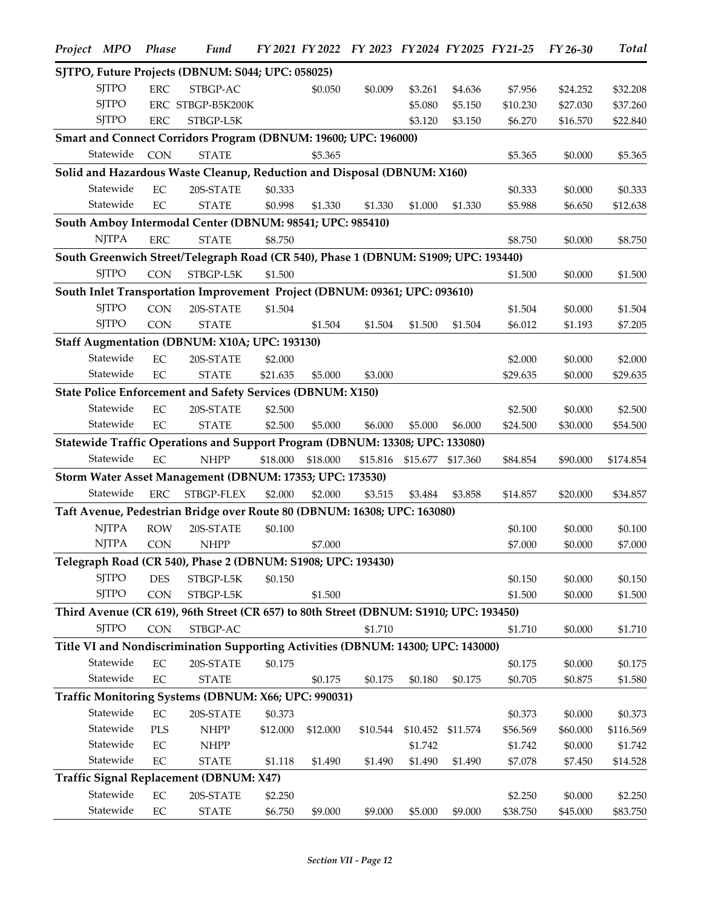| Project MPO | Phase | Fund | FY 2021 | FY 2022 | FY 2023 | FY2024 | FY2025 | FY21-25 | FY 26-30 | Total |
|---|---|---|---|---|---|---|---|---|---|---|
| **SJTPO, Future Projects (DBNUM: S044; UPC: 058025)** | | | | | | | | | | |
| SJTPO | ERC | STBGP-AC | | $0.050 | $0.009 | $3.261 | $4.636 | $7.956 | $24.252 | $32.208 |
| SJTPO | ERC | STBGP-B5K200K | | | | $5.080 | $5.150 | $10.230 | $27.030 | $37.260 |
| SJTPO | ERC | STBGP-L5K | | | | $3.120 | $3.150 | $6.270 | $16.570 | $22.840 |
| **Smart and Connect Corridors Program (DBNUM: 19600; UPC: 196000)** | | | | | | | | | | |
| Statewide | CON | STATE | | $5.365 | | | | $5.365 | $0.000 | $5.365 |
| **Solid and Hazardous Waste Cleanup, Reduction and Disposal (DBNUM: X160)** | | | | | | | | | | |
| Statewide | EC | 20S-STATE | $0.333 | | | | | $0.333 | $0.000 | $0.333 |
| Statewide | EC | STATE | $0.998 | $1.330 | $1.330 | $1.000 | $1.330 | $5.988 | $6.650 | $12.638 |
| **South Amboy Intermodal Center (DBNUM: 98541; UPC: 985410)** | | | | | | | | | | |
| NJTPA | ERC | STATE | $8.750 | | | | | $8.750 | $0.000 | $8.750 |
| **South Greenwich Street/Telegraph Road (CR 540), Phase 1 (DBNUM: S1909; UPC: 193440)** | | | | | | | | | | |
| SJTPO | CON | STBGP-L5K | $1.500 | | | | | $1.500 | $0.000 | $1.500 |
| **South Inlet Transportation Improvement Project (DBNUM: 09361; UPC: 093610)** | | | | | | | | | | |
| SJTPO | CON | 20S-STATE | $1.504 | | | | | $1.504 | $0.000 | $1.504 |
| SJTPO | CON | STATE | | $1.504 | $1.504 | $1.500 | $1.504 | $6.012 | $1.193 | $7.205 |
| **Staff Augmentation (DBNUM: X10A; UPC: 193130)** | | | | | | | | | | |
| Statewide | EC | 20S-STATE | $2.000 | | | | | $2.000 | $0.000 | $2.000 |
| Statewide | EC | STATE | $21.635 | $5.000 | $3.000 | | | $29.635 | $0.000 | $29.635 |
| **State Police Enforcement and Safety Services (DBNUM: X150)** | | | | | | | | | | |
| Statewide | EC | 20S-STATE | $2.500 | | | | | $2.500 | $0.000 | $2.500 |
| Statewide | EC | STATE | $2.500 | $5.000 | $6.000 | $5.000 | $6.000 | $24.500 | $30.000 | $54.500 |
| **Statewide Traffic Operations and Support Program (DBNUM: 13308; UPC: 133080)** | | | | | | | | | | |
| Statewide | EC | NHPP | $18.000 | $18.000 | $15.816 | $15.677 | $17.360 | $84.854 | $90.000 | $174.854 |
| **Storm Water Asset Management (DBNUM: 17353; UPC: 173530)** | | | | | | | | | | |
| Statewide | ERC | STBGP-FLEX | $2.000 | $2.000 | $3.515 | $3.484 | $3.858 | $14.857 | $20.000 | $34.857 |
| **Taft Avenue, Pedestrian Bridge over Route 80 (DBNUM: 16308; UPC: 163080)** | | | | | | | | | | |
| NJTPA | ROW | 20S-STATE | $0.100 | | | | | $0.100 | $0.000 | $0.100 |
| NJTPA | CON | NHPP | | $7.000 | | | | $7.000 | $0.000 | $7.000 |
| **Telegraph Road (CR 540), Phase 2 (DBNUM: S1908; UPC: 193430)** | | | | | | | | | | |
| SJTPO | DES | STBGP-L5K | $0.150 | | | | | $0.150 | $0.000 | $0.150 |
| SJTPO | CON | STBGP-L5K | | $1.500 | | | | $1.500 | $0.000 | $1.500 |
| **Third Avenue (CR 619), 96th Street (CR 657) to 80th Street (DBNUM: S1910; UPC: 193450)** | | | | | | | | | | |
| SJTPO | CON | STBGP-AC | | | $1.710 | | | $1.710 | $0.000 | $1.710 |
| **Title VI and Nondiscrimination Supporting Activities (DBNUM: 14300; UPC: 143000)** | | | | | | | | | | |
| Statewide | EC | 20S-STATE | $0.175 | | | | | $0.175 | $0.000 | $0.175 |
| Statewide | EC | STATE | | $0.175 | $0.175 | $0.180 | $0.175 | $0.705 | $0.875 | $1.580 |
| **Traffic Monitoring Systems (DBNUM: X66; UPC: 990031)** | | | | | | | | | | |
| Statewide | EC | 20S-STATE | $0.373 | | | | | $0.373 | $0.000 | $0.373 |
| Statewide | PLS | NHPP | $12.000 | $12.000 | $10.544 | $10.452 | $11.574 | $56.569 | $60.000 | $116.569 |
| Statewide | EC | NHPP | | | | $1.742 | | $1.742 | $0.000 | $1.742 |
| Statewide | EC | STATE | $1.118 | $1.490 | $1.490 | $1.490 | $1.490 | $7.078 | $7.450 | $14.528 |
| **Traffic Signal Replacement (DBNUM: X47)** | | | | | | | | | | |
| Statewide | EC | 20S-STATE | $2.250 | | | | | $2.250 | $0.000 | $2.250 |
| Statewide | EC | STATE | $6.750 | $9.000 | $9.000 | $5.000 | $9.000 | $38.750 | $45.000 | $83.750 |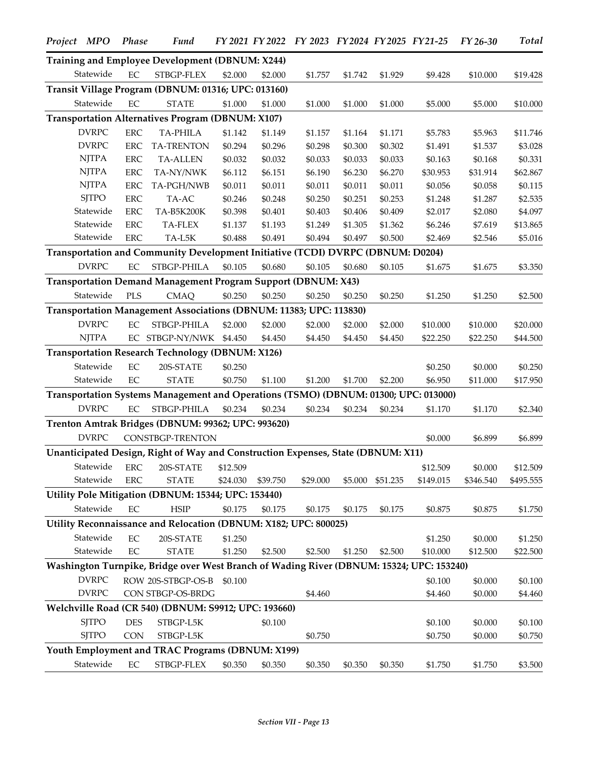| Project | MPO | Phase | Fund | FY 2021 | FY 2022 | FY 2023 | FY2024 | FY2025 | FY21-25 | FY 26-30 | Total |
|---|---|---|---|---|---|---|---|---|---|---|---|
| **Training and Employee Development (DBNUM: X244)** | | | | | | | | | | | |
| | Statewide | EC | STBGP-FLEX | $2.000 | $2.000 | $1.757 | $1.742 | $1.929 | $9.428 | $10.000 | $19.428 |
| **Transit Village Program (DBNUM: 01316; UPC: 013160)** | | | | | | | | | | | |
| | Statewide | EC | STATE | $1.000 | $1.000 | $1.000 | $1.000 | $1.000 | $5.000 | $5.000 | $10.000 |
| **Transportation Alternatives Program (DBNUM: X107)** | | | | | | | | | | | |
| | DVRPC | ERC | TA-PHILA | $1.142 | $1.149 | $1.157 | $1.164 | $1.171 | $5.783 | $5.963 | $11.746 |
| | DVRPC | ERC | TA-TRENTON | $0.294 | $0.296 | $0.298 | $0.300 | $0.302 | $1.491 | $1.537 | $3.028 |
| | NJTPA | ERC | TA-ALLEN | $0.032 | $0.032 | $0.033 | $0.033 | $0.033 | $0.163 | $0.168 | $0.331 |
| | NJTPA | ERC | TA-NY/NWK | $6.112 | $6.151 | $6.190 | $6.230 | $6.270 | $30.953 | $31.914 | $62.867 |
| | NJTPA | ERC | TA-PGH/NWB | $0.011 | $0.011 | $0.011 | $0.011 | $0.011 | $0.056 | $0.058 | $0.115 |
| | SJTPO | ERC | TA-AC | $0.246 | $0.248 | $0.250 | $0.251 | $0.253 | $1.248 | $1.287 | $2.535 |
| | Statewide | ERC | TA-B5K200K | $0.398 | $0.401 | $0.403 | $0.406 | $0.409 | $2.017 | $2.080 | $4.097 |
| | Statewide | ERC | TA-FLEX | $1.137 | $1.193 | $1.249 | $1.305 | $1.362 | $6.246 | $7.619 | $13.865 |
| | Statewide | ERC | TA-L5K | $0.488 | $0.491 | $0.494 | $0.497 | $0.500 | $2.469 | $2.546 | $5.016 |
| **Transportation and Community Development Initiative (TCDI) DVRPC (DBNUM: D0204)** | | | | | | | | | | | |
| | DVRPC | EC | STBGP-PHILA | $0.105 | $0.680 | $0.105 | $0.680 | $0.105 | $1.675 | $1.675 | $3.350 |
| **Transportation Demand Management Program Support (DBNUM: X43)** | | | | | | | | | | | |
| | Statewide | PLS | CMAQ | $0.250 | $0.250 | $0.250 | $0.250 | $0.250 | $1.250 | $1.250 | $2.500 |
| **Transportation Management Associations (DBNUM: 11383; UPC: 113830)** | | | | | | | | | | | |
| | DVRPC | EC | STBGP-PHILA | $2.000 | $2.000 | $2.000 | $2.000 | $2.000 | $10.000 | $10.000 | $20.000 |
| | NJTPA | EC | STBGP-NY/NWK | $4.450 | $4.450 | $4.450 | $4.450 | $4.450 | $22.250 | $22.250 | $44.500 |
| **Transportation Research Technology (DBNUM: X126)** | | | | | | | | | | | |
| | Statewide | EC | 20S-STATE | $0.250 | | | | | $0.250 | $0.000 | $0.250 |
| | Statewide | EC | STATE | $0.750 | $1.100 | $1.200 | $1.700 | $2.200 | $6.950 | $11.000 | $17.950 |
| **Transportation Systems Management and Operations (TSMO) (DBNUM: 01300; UPC: 013000)** | | | | | | | | | | | |
| | DVRPC | EC | STBGP-PHILA | $0.234 | $0.234 | $0.234 | $0.234 | $0.234 | $1.170 | $1.170 | $2.340 |
| **Trenton Amtrak Bridges (DBNUM: 99362; UPC: 993620)** | | | | | | | | | | | |
| | DVRPC | | CONSTBGP-TRENTON | | | | | | $0.000 | $6.899 | $6.899 |
| **Unanticipated Design, Right of Way and Construction Expenses, State (DBNUM: X11)** | | | | | | | | | | | |
| | Statewide | ERC | 20S-STATE | $12.509 | | | | | $12.509 | $0.000 | $12.509 |
| | Statewide | ERC | STATE | $24.030 | $39.750 | $29.000 | $5.000 | $51.235 | $149.015 | $346.540 | $495.555 |
| **Utility Pole Mitigation (DBNUM: 15344; UPC: 153440)** | | | | | | | | | | | |
| | Statewide | EC | HSIP | $0.175 | $0.175 | $0.175 | $0.175 | $0.175 | $0.875 | $0.875 | $1.750 |
| **Utility Reconnaissance and Relocation (DBNUM: X182; UPC: 800025)** | | | | | | | | | | | |
| | Statewide | EC | 20S-STATE | $1.250 | | | | | $1.250 | $0.000 | $1.250 |
| | Statewide | EC | STATE | $1.250 | $2.500 | $2.500 | $1.250 | $2.500 | $10.000 | $12.500 | $22.500 |
| **Washington Turnpike, Bridge over West Branch of Wading River (DBNUM: 15324; UPC: 153240)** | | | | | | | | | | | |
| | DVRPC | ROW | 20S-STBGP-OS-B | $0.100 | | | | | $0.100 | $0.000 | $0.100 |
| | DVRPC | CON | STBGP-OS-BRDG | | | $4.460 | | | $4.460 | $0.000 | $4.460 |
| **Welchville Road (CR 540) (DBNUM: S9912; UPC: 193660)** | | | | | | | | | | | |
| | SJTPO | DES | STBGP-L5K | | $0.100 | | | | $0.100 | $0.000 | $0.100 |
| | SJTPO | CON | STBGP-L5K | | | $0.750 | | | $0.750 | $0.000 | $0.750 |
| **Youth Employment and TRAC Programs (DBNUM: X199)** | | | | | | | | | | | |
| | Statewide | EC | STBGP-FLEX | $0.350 | $0.350 | $0.350 | $0.350 | $0.350 | $1.750 | $1.750 | $3.500 |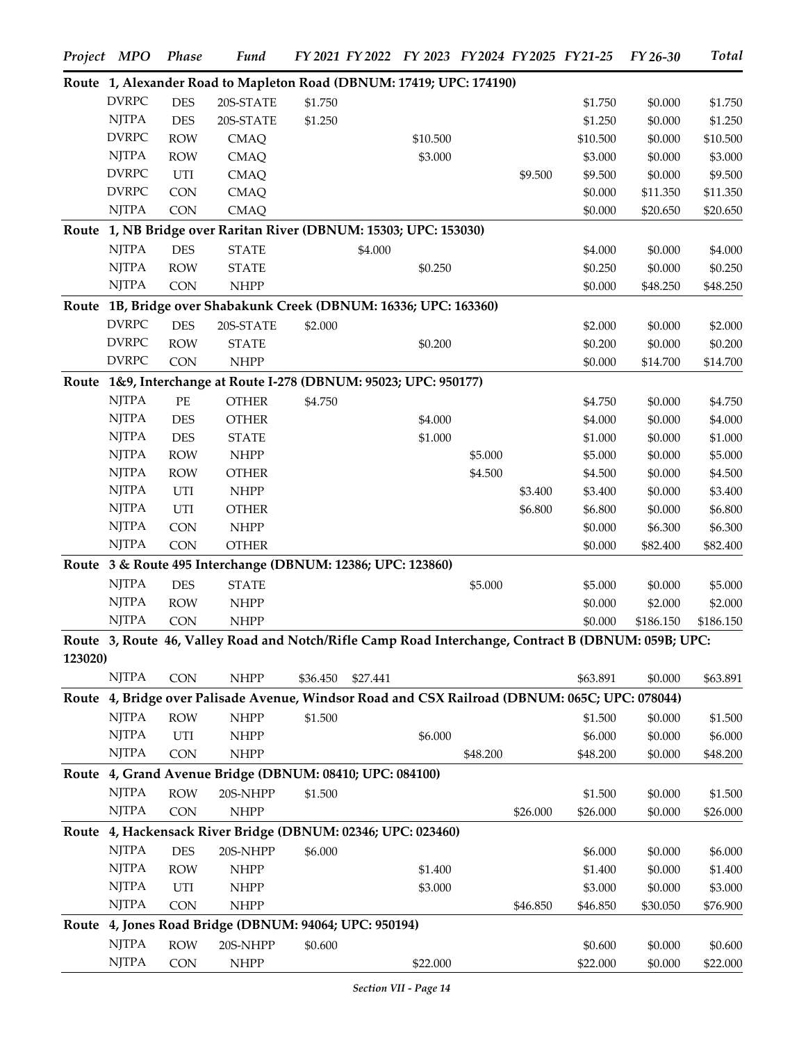| Project | MPO | Phase | Fund | FY 2021 | FY 2022 | FY 2023 | FY2024 | FY2025 | FY21-25 | FY 26-30 | Total |
|---|---|---|---|---|---|---|---|---|---|---|---|
| **Route 1, Alexander Road to Mapleton Road (DBNUM: 17419; UPC: 174190)** | | | | | | | | | | | |
| | DVRPC | DES | 20S-STATE | $1.750 | | | | | $1.750 | $0.000 | $1.750 |
| | NJTPA | DES | 20S-STATE | $1.250 | | | | | $1.250 | $0.000 | $1.250 |
| | DVRPC | ROW | CMAQ | | | $10.500 | | | $10.500 | $0.000 | $10.500 |
| | NJTPA | ROW | CMAQ | | | $3.000 | | | $3.000 | $0.000 | $3.000 |
| | DVRPC | UTI | CMAQ | | | | | $9.500 | $9.500 | $0.000 | $9.500 |
| | DVRPC | CON | CMAQ | | | | | | $0.000 | $11.350 | $11.350 |
| | NJTPA | CON | CMAQ | | | | | | $0.000 | $20.650 | $20.650 |
| **Route 1, NB Bridge over Raritan River (DBNUM: 15303; UPC: 153030)** | | | | | | | | | | | |
| | NJTPA | DES | STATE | | $4.000 | | | | $4.000 | $0.000 | $4.000 |
| | NJTPA | ROW | STATE | | | $0.250 | | | $0.250 | $0.000 | $0.250 |
| | NJTPA | CON | NHPP | | | | | | $0.000 | $48.250 | $48.250 |
| **Route 1B, Bridge over Shabakunk Creek (DBNUM: 16336; UPC: 163360)** | | | | | | | | | | | |
| | DVRPC | DES | 20S-STATE | $2.000 | | | | | $2.000 | $0.000 | $2.000 |
| | DVRPC | ROW | STATE | | | $0.200 | | | $0.200 | $0.000 | $0.200 |
| | DVRPC | CON | NHPP | | | | | | $0.000 | $14.700 | $14.700 |
| **Route 1&9, Interchange at Route I-278 (DBNUM: 95023; UPC: 950177)** | | | | | | | | | | | |
| | NJTPA | PE | OTHER | $4.750 | | | | | $4.750 | $0.000 | $4.750 |
| | NJTPA | DES | OTHER | | | $4.000 | | | $4.000 | $0.000 | $4.000 |
| | NJTPA | DES | STATE | | | $1.000 | | | $1.000 | $0.000 | $1.000 |
| | NJTPA | ROW | NHPP | | | | $5.000 | | $5.000 | $0.000 | $5.000 |
| | NJTPA | ROW | OTHER | | | | $4.500 | | $4.500 | $0.000 | $4.500 |
| | NJTPA | UTI | NHPP | | | | | $3.400 | $3.400 | $0.000 | $3.400 |
| | NJTPA | UTI | OTHER | | | | | $6.800 | $6.800 | $0.000 | $6.800 |
| | NJTPA | CON | NHPP | | | | | | $0.000 | $6.300 | $6.300 |
| | NJTPA | CON | OTHER | | | | | | $0.000 | $82.400 | $82.400 |
| **Route 3 & Route 495 Interchange (DBNUM: 12386; UPC: 123860)** | | | | | | | | | | | |
| | NJTPA | DES | STATE | | | | $5.000 | | $5.000 | $0.000 | $5.000 |
| | NJTPA | ROW | NHPP | | | | | | $0.000 | $2.000 | $2.000 |
| | NJTPA | CON | NHPP | | | | | | $0.000 | $186.150 | $186.150 |
| **Route 3, Route 46, Valley Road and Notch/Rifle Camp Road Interchange, Contract B (DBNUM: 059B; UPC: 123020)** | | | | | | | | | | | |
| | NJTPA | CON | NHPP | $36.450 | $27.441 | | | | $63.891 | $0.000 | $63.891 |
| **Route 4, Bridge over Palisade Avenue, Windsor Road and CSX Railroad (DBNUM: 065C; UPC: 078044)** | | | | | | | | | | | |
| | NJTPA | ROW | NHPP | $1.500 | | | | | $1.500 | $0.000 | $1.500 |
| | NJTPA | UTI | NHPP | | | $6.000 | | | $6.000 | $0.000 | $6.000 |
| | NJTPA | CON | NHPP | | | | $48.200 | | $48.200 | $0.000 | $48.200 |
| **Route 4, Grand Avenue Bridge (DBNUM: 08410; UPC: 084100)** | | | | | | | | | | | |
| | NJTPA | ROW | 20S-NHPP | $1.500 | | | | | $1.500 | $0.000 | $1.500 |
| | NJTPA | CON | NHPP | | | | | $26.000 | $26.000 | $0.000 | $26.000 |
| **Route 4, Hackensack River Bridge (DBNUM: 02346; UPC: 023460)** | | | | | | | | | | | |
| | NJTPA | DES | 20S-NHPP | $6.000 | | | | | $6.000 | $0.000 | $6.000 |
| | NJTPA | ROW | NHPP | | | $1.400 | | | $1.400 | $0.000 | $1.400 |
| | NJTPA | UTI | NHPP | | | $3.000 | | | $3.000 | $0.000 | $3.000 |
| | NJTPA | CON | NHPP | | | | | $46.850 | $46.850 | $30.050 | $76.900 |
| **Route 4, Jones Road Bridge (DBNUM: 94064; UPC: 950194)** | | | | | | | | | | | |
| | NJTPA | ROW | 20S-NHPP | $0.600 | | | | | $0.600 | $0.000 | $0.600 |
| | NJTPA | CON | NHPP | | | $22.000 | | | $22.000 | $0.000 | $22.000 |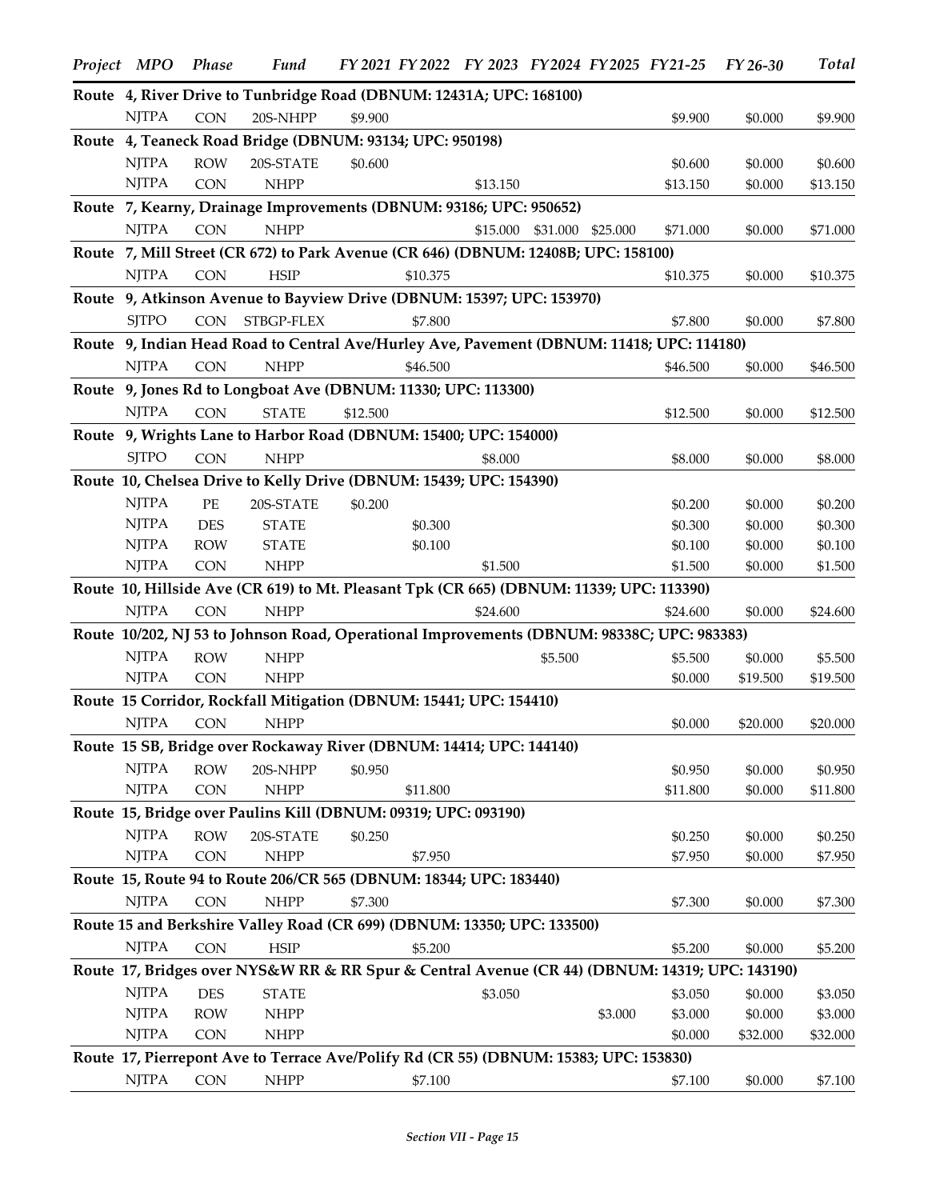| Project | MPO | Phase | Fund | FY 2021 | FY 2022 | FY 2023 | FY2024 | FY2025 | FY21-25 | FY 26-30 | Total |
|---|---|---|---|---|---|---|---|---|---|---|---|
| **Route 4, River Drive to Tunbridge Road (DBNUM: 12431A; UPC: 168100)** | | | | | | | | | | | |
| | NJTPA | CON | 20S-NHPP | $9.900 | | | | | $9.900 | $0.000 | $9.900 |
| **Route 4, Teaneck Road Bridge (DBNUM: 93134; UPC: 950198)** | | | | | | | | | | | |
| | NJTPA | ROW | 20S-STATE | $0.600 | | | | | $0.600 | $0.000 | $0.600 |
| | NJTPA | CON | NHPP | | | $13.150 | | | $13.150 | $0.000 | $13.150 |
| **Route 7, Kearny, Drainage Improvements (DBNUM: 93186; UPC: 950652)** | | | | | | | | | | | |
| | NJTPA | CON | NHPP | | | $15.000 | $31.000 | $25.000 | $71.000 | $0.000 | $71.000 |
| **Route 7, Mill Street (CR 672) to Park Avenue (CR 646) (DBNUM: 12408B; UPC: 158100)** | | | | | | | | | | | |
| | NJTPA | CON | HSIP | | $10.375 | | | | $10.375 | $0.000 | $10.375 |
| **Route 9, Atkinson Avenue to Bayview Drive (DBNUM: 15397; UPC: 153970)** | | | | | | | | | | | |
| | SJTPO | CON | STBGP-FLEX | | $7.800 | | | | $7.800 | $0.000 | $7.800 |
| **Route 9, Indian Head Road to Central Ave/Hurley Ave, Pavement (DBNUM: 11418; UPC: 114180)** | | | | | | | | | | | |
| | NJTPA | CON | NHPP | | $46.500 | | | | $46.500 | $0.000 | $46.500 |
| **Route 9, Jones Rd to Longboat Ave (DBNUM: 11330; UPC: 113300)** | | | | | | | | | | | |
| | NJTPA | CON | STATE | $12.500 | | | | | $12.500 | $0.000 | $12.500 |
| **Route 9, Wrights Lane to Harbor Road (DBNUM: 15400; UPC: 154000)** | | | | | | | | | | | |
| | SJTPO | CON | NHPP | | | $8.000 | | | $8.000 | $0.000 | $8.000 |
| **Route 10, Chelsea Drive to Kelly Drive (DBNUM: 15439; UPC: 154390)** | | | | | | | | | | | |
| | NJTPA | PE | 20S-STATE | $0.200 | | | | | $0.200 | $0.000 | $0.200 |
| | NJTPA | DES | STATE | | $0.300 | | | | $0.300 | $0.000 | $0.300 |
| | NJTPA | ROW | STATE | | $0.100 | | | | $0.100 | $0.000 | $0.100 |
| | NJTPA | CON | NHPP | | | $1.500 | | | $1.500 | $0.000 | $1.500 |
| **Route 10, Hillside Ave (CR 619) to Mt. Pleasant Tpk (CR 665) (DBNUM: 11339; UPC: 113390)** | | | | | | | | | | | |
| | NJTPA | CON | NHPP | | | $24.600 | | | $24.600 | $0.000 | $24.600 |
| **Route 10/202, NJ 53 to Johnson Road, Operational Improvements (DBNUM: 98338C; UPC: 983383)** | | | | | | | | | | | |
| | NJTPA | ROW | NHPP | | | | $5.500 | | $5.500 | $0.000 | $5.500 |
| | NJTPA | CON | NHPP | | | | | | $0.000 | $19.500 | $19.500 |
| **Route 15 Corridor, Rockfall Mitigation (DBNUM: 15441; UPC: 154410)** | | | | | | | | | | | |
| | NJTPA | CON | NHPP | | | | | | $0.000 | $20.000 | $20.000 |
| **Route 15 SB, Bridge over Rockaway River (DBNUM: 14414; UPC: 144140)** | | | | | | | | | | | |
| | NJTPA | ROW | 20S-NHPP | $0.950 | | | | | $0.950 | $0.000 | $0.950 |
| | NJTPA | CON | NHPP | | $11.800 | | | | $11.800 | $0.000 | $11.800 |
| **Route 15, Bridge over Paulins Kill (DBNUM: 09319; UPC: 093190)** | | | | | | | | | | | |
| | NJTPA | ROW | 20S-STATE | $0.250 | | | | | $0.250 | $0.000 | $0.250 |
| | NJTPA | CON | NHPP | | $7.950 | | | | $7.950 | $0.000 | $7.950 |
| **Route 15, Route 94 to Route 206/CR 565 (DBNUM: 18344; UPC: 183440)** | | | | | | | | | | | |
| | NJTPA | CON | NHPP | $7.300 | | | | | $7.300 | $0.000 | $7.300 |
| **Route 15 and Berkshire Valley Road (CR 699) (DBNUM: 13350; UPC: 133500)** | | | | | | | | | | | |
| | NJTPA | CON | HSIP | | $5.200 | | | | $5.200 | $0.000 | $5.200 |
| **Route 17, Bridges over NYS&W RR & RR Spur & Central Avenue (CR 44) (DBNUM: 14319; UPC: 143190)** | | | | | | | | | | | |
| | NJTPA | DES | STATE | | | $3.050 | | | $3.050 | $0.000 | $3.050 |
| | NJTPA | ROW | NHPP | | | | | $3.000 | $3.000 | $0.000 | $3.000 |
| | NJTPA | CON | NHPP | | | | | | $0.000 | $32.000 | $32.000 |
| **Route 17, Pierrepont Ave to Terrace Ave/Polify Rd (CR 55) (DBNUM: 15383; UPC: 153830)** | | | | | | | | | | | |
| | NJTPA | CON | NHPP | | $7.100 | | | | $7.100 | $0.000 | $7.100 |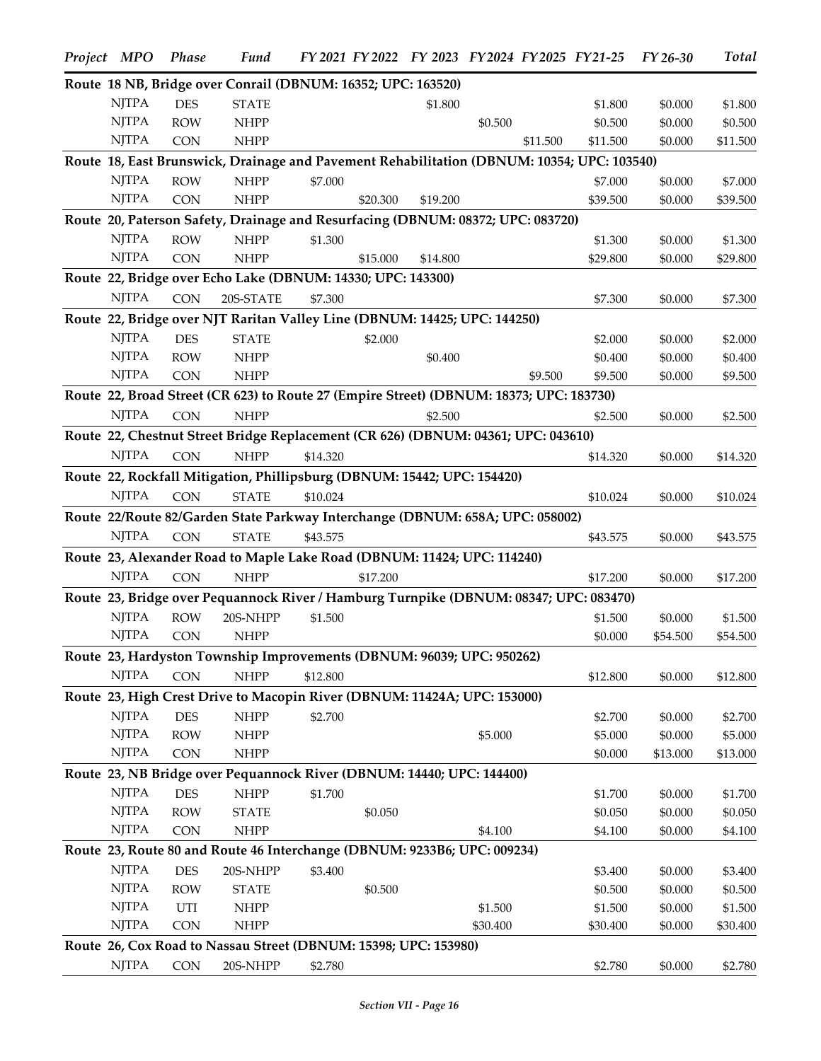| Project | MPO | Phase | Fund | FY 2021 | FY 2022 | FY 2023 | FY2024 | FY2025 | FY21-25 | FY 26-30 | Total |
|---|---|---|---|---|---|---|---|---|---|---|---|
| **Route 18 NB, Bridge over Conrail (DBNUM: 16352; UPC: 163520)** | | | | | | | | | | | |
| | NJTPA | DES | STATE | | | $1.800 | | | $1.800 | $0.000 | $1.800 |
| | NJTPA | ROW | NHPP | | | | $0.500 | | $0.500 | $0.000 | $0.500 |
| | NJTPA | CON | NHPP | | | | | $11.500 | $11.500 | $0.000 | $11.500 |
| **Route 18, East Brunswick, Drainage and Pavement Rehabilitation (DBNUM: 10354; UPC: 103540)** | | | | | | | | | | | |
| | NJTPA | ROW | NHPP | $7.000 | | | | | $7.000 | $0.000 | $7.000 |
| | NJTPA | CON | NHPP | | $20.300 | $19.200 | | | $39.500 | $0.000 | $39.500 |
| **Route 20, Paterson Safety, Drainage and Resurfacing (DBNUM: 08372; UPC: 083720)** | | | | | | | | | | | |
| | NJTPA | ROW | NHPP | $1.300 | | | | | $1.300 | $0.000 | $1.300 |
| | NJTPA | CON | NHPP | | $15.000 | $14.800 | | | $29.800 | $0.000 | $29.800 |
| **Route 22, Bridge over Echo Lake (DBNUM: 14330; UPC: 143300)** | | | | | | | | | | | |
| | NJTPA | CON | 20S-STATE | $7.300 | | | | | $7.300 | $0.000 | $7.300 |
| **Route 22, Bridge over NJT Raritan Valley Line (DBNUM: 14425; UPC: 144250)** | | | | | | | | | | | |
| | NJTPA | DES | STATE | | $2.000 | | | | $2.000 | $0.000 | $2.000 |
| | NJTPA | ROW | NHPP | | | $0.400 | | | $0.400 | $0.000 | $0.400 |
| | NJTPA | CON | NHPP | | | | | $9.500 | $9.500 | $0.000 | $9.500 |
| **Route 22, Broad Street (CR 623) to Route 27 (Empire Street) (DBNUM: 18373; UPC: 183730)** | | | | | | | | | | | |
| | NJTPA | CON | NHPP | | | $2.500 | | | $2.500 | $0.000 | $2.500 |
| **Route 22, Chestnut Street Bridge Replacement (CR 626) (DBNUM: 04361; UPC: 043610)** | | | | | | | | | | | |
| | NJTPA | CON | NHPP | $14.320 | | | | | $14.320 | $0.000 | $14.320 |
| **Route 22, Rockfall Mitigation, Phillipsburg (DBNUM: 15442; UPC: 154420)** | | | | | | | | | | | |
| | NJTPA | CON | STATE | $10.024 | | | | | $10.024 | $0.000 | $10.024 |
| **Route 22/Route 82/Garden State Parkway Interchange (DBNUM: 658A; UPC: 058002)** | | | | | | | | | | | |
| | NJTPA | CON | STATE | $43.575 | | | | | $43.575 | $0.000 | $43.575 |
| **Route 23, Alexander Road to Maple Lake Road (DBNUM: 11424; UPC: 114240)** | | | | | | | | | | | |
| | NJTPA | CON | NHPP | | $17.200 | | | | $17.200 | $0.000 | $17.200 |
| **Route 23, Bridge over Pequannock River / Hamburg Turnpike (DBNUM: 08347; UPC: 083470)** | | | | | | | | | | | |
| | NJTPA | ROW | 20S-NHPP | $1.500 | | | | | $1.500 | $0.000 | $1.500 |
| | NJTPA | CON | NHPP | | | | | | $0.000 | $54.500 | $54.500 |
| **Route 23, Hardyston Township Improvements (DBNUM: 96039; UPC: 950262)** | | | | | | | | | | | |
| | NJTPA | CON | NHPP | $12.800 | | | | | $12.800 | $0.000 | $12.800 |
| **Route 23, High Crest Drive to Macopin River (DBNUM: 11424A; UPC: 153000)** | | | | | | | | | | | |
| | NJTPA | DES | NHPP | $2.700 | | | | | $2.700 | $0.000 | $2.700 |
| | NJTPA | ROW | NHPP | | | | $5.000 | | $5.000 | $0.000 | $5.000 |
| | NJTPA | CON | NHPP | | | | | | $0.000 | $13.000 | $13.000 |
| **Route 23, NB Bridge over Pequannock River (DBNUM: 14440; UPC: 144400)** | | | | | | | | | | | |
| | NJTPA | DES | NHPP | $1.700 | | | | | $1.700 | $0.000 | $1.700 |
| | NJTPA | ROW | STATE | | $0.050 | | | | $0.050 | $0.000 | $0.050 |
| | NJTPA | CON | NHPP | | | | $4.100 | | $4.100 | $0.000 | $4.100 |
| **Route 23, Route 80 and Route 46 Interchange (DBNUM: 9233B6; UPC: 009234)** | | | | | | | | | | | |
| | NJTPA | DES | 20S-NHPP | $3.400 | | | | | $3.400 | $0.000 | $3.400 |
| | NJTPA | ROW | STATE | | $0.500 | | | | $0.500 | $0.000 | $0.500 |
| | NJTPA | UTI | NHPP | | | | $1.500 | | $1.500 | $0.000 | $1.500 |
| | NJTPA | CON | NHPP | | | | $30.400 | | $30.400 | $0.000 | $30.400 |
| **Route 26, Cox Road to Nassau Street (DBNUM: 15398; UPC: 153980)** | | | | | | | | | | | |
| | NJTPA | CON | 20S-NHPP | $2.780 | | | | | $2.780 | $0.000 | $2.780 |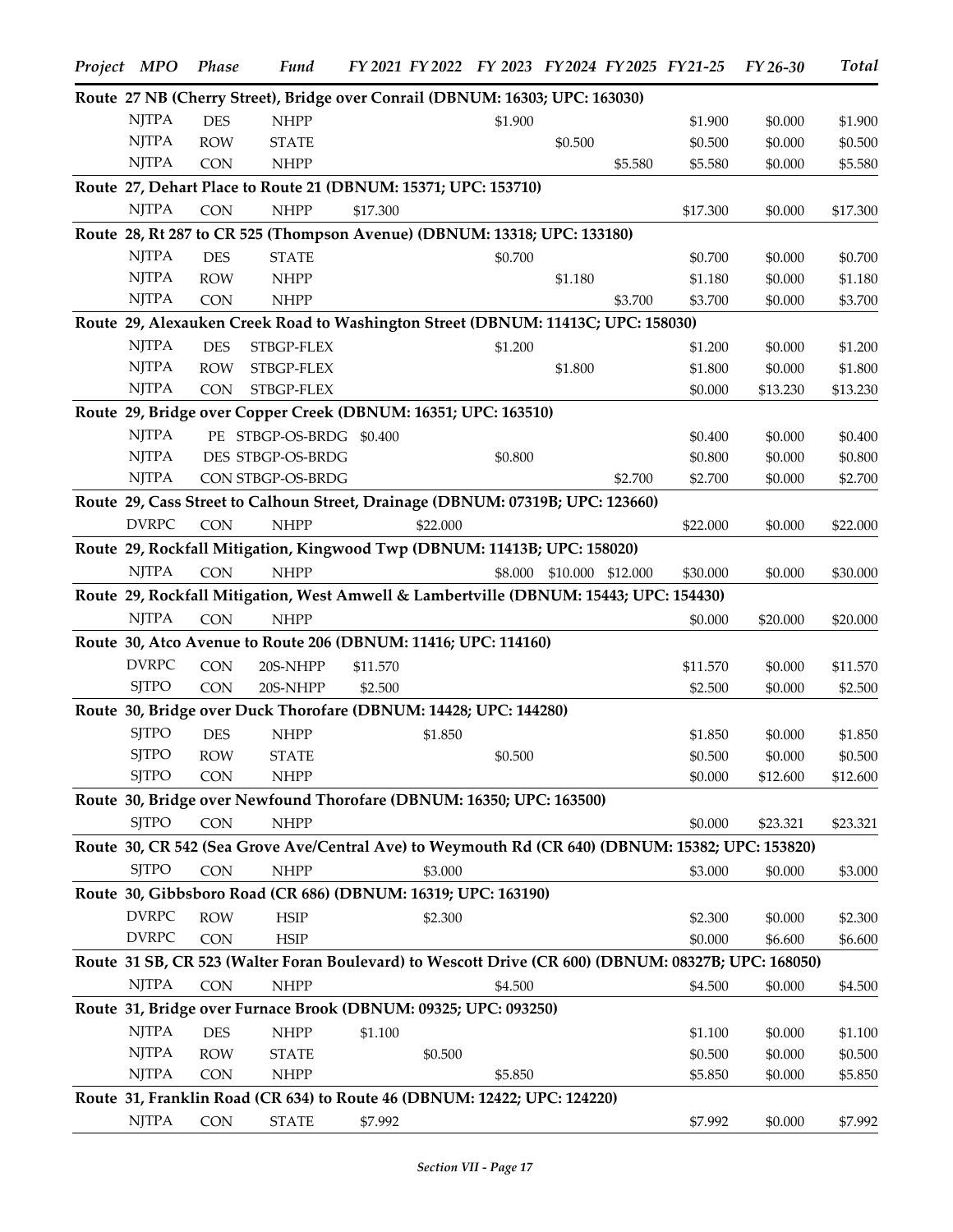| Project | MPO | Phase | Fund | FY 2021 | FY 2022 | FY 2023 | FY2024 | FY2025 | FY21-25 | FY 26-30 | Total |
|---|---|---|---|---|---|---|---|---|---|---|---|
| **Route 27 NB (Cherry Street), Bridge over Conrail (DBNUM: 16303; UPC: 163030)** | | | | | | | | | | | |
| | NJTPA | DES | NHPP | | | $1.900 | | | $1.900 | $0.000 | $1.900 |
| | NJTPA | ROW | STATE | | | | $0.500 | | $0.500 | $0.000 | $0.500 |
| | NJTPA | CON | NHPP | | | | | $5.580 | $5.580 | $0.000 | $5.580 |
| **Route 27, Dehart Place to Route 21 (DBNUM: 15371; UPC: 153710)** | | | | | | | | | | | |
| | NJTPA | CON | NHPP | $17.300 | | | | | $17.300 | $0.000 | $17.300 |
| **Route 28, Rt 287 to CR 525 (Thompson Avenue) (DBNUM: 13318; UPC: 133180)** | | | | | | | | | | | |
| | NJTPA | DES | STATE | | | $0.700 | | | $0.700 | $0.000 | $0.700 |
| | NJTPA | ROW | NHPP | | | | $1.180 | | $1.180 | $0.000 | $1.180 |
| | NJTPA | CON | NHPP | | | | | $3.700 | $3.700 | $0.000 | $3.700 |
| **Route 29, Alexauken Creek Road to Washington Street (DBNUM: 11413C; UPC: 158030)** | | | | | | | | | | | |
| | NJTPA | DES | STBGP-FLEX | | | $1.200 | | | $1.200 | $0.000 | $1.200 |
| | NJTPA | ROW | STBGP-FLEX | | | | $1.800 | | $1.800 | $0.000 | $1.800 |
| | NJTPA | CON | STBGP-FLEX | | | | | | $0.000 | $13.230 | $13.230 |
| **Route 29, Bridge over Copper Creek (DBNUM: 16351; UPC: 163510)** | | | | | | | | | | | |
| | NJTPA | PE | STBGP-OS-BRDG | $0.400 | | | | | $0.400 | $0.000 | $0.400 |
| | NJTPA | DES | STBGP-OS-BRDG | | | $0.800 | | | $0.800 | $0.000 | $0.800 |
| | NJTPA | CON | STBGP-OS-BRDG | | | | | $2.700 | $2.700 | $0.000 | $2.700 |
| **Route 29, Cass Street to Calhoun Street, Drainage (DBNUM: 07319B; UPC: 123660)** | | | | | | | | | | | |
| | DVRPC | CON | NHPP | | $22.000 | | | | $22.000 | $0.000 | $22.000 |
| **Route 29, Rockfall Mitigation, Kingwood Twp (DBNUM: 11413B; UPC: 158020)** | | | | | | | | | | | |
| | NJTPA | CON | NHPP | | | $8.000 | $10.000 | $12.000 | $30.000 | $0.000 | $30.000 |
| **Route 29, Rockfall Mitigation, West Amwell & Lambertville (DBNUM: 15443; UPC: 154430)** | | | | | | | | | | | |
| | NJTPA | CON | NHPP | | | | | | $0.000 | $20.000 | $20.000 |
| **Route 30, Atco Avenue to Route 206 (DBNUM: 11416; UPC: 114160)** | | | | | | | | | | | |
| | DVRPC | CON | 20S-NHPP | $11.570 | | | | | $11.570 | $0.000 | $11.570 |
| | SJTPO | CON | 20S-NHPP | $2.500 | | | | | $2.500 | $0.000 | $2.500 |
| **Route 30, Bridge over Duck Thorofare (DBNUM: 14428; UPC: 144280)** | | | | | | | | | | | |
| | SJTPO | DES | NHPP | | $1.850 | | | | $1.850 | $0.000 | $1.850 |
| | SJTPO | ROW | STATE | | | $0.500 | | | $0.500 | $0.000 | $0.500 |
| | SJTPO | CON | NHPP | | | | | | $0.000 | $12.600 | $12.600 |
| **Route 30, Bridge over Newfound Thorofare (DBNUM: 16350; UPC: 163500)** | | | | | | | | | | | |
| | SJTPO | CON | NHPP | | | | | | $0.000 | $23.321 | $23.321 |
| **Route 30, CR 542 (Sea Grove Ave/Central Ave) to Weymouth Rd (CR 640) (DBNUM: 15382; UPC: 153820)** | | | | | | | | | | | |
| | SJTPO | CON | NHPP | | $3.000 | | | | $3.000 | $0.000 | $3.000 |
| **Route 30, Gibbsboro Road (CR 686) (DBNUM: 16319; UPC: 163190)** | | | | | | | | | | | |
| | DVRPC | ROW | HSIP | | $2.300 | | | | $2.300 | $0.000 | $2.300 |
| | DVRPC | CON | HSIP | | | | | | $0.000 | $6.600 | $6.600 |
| **Route 31 SB, CR 523 (Walter Foran Boulevard) to Wescott Drive (CR 600) (DBNUM: 08327B; UPC: 168050)** | | | | | | | | | | | |
| | NJTPA | CON | NHPP | | | $4.500 | | | $4.500 | $0.000 | $4.500 |
| **Route 31, Bridge over Furnace Brook (DBNUM: 09325; UPC: 093250)** | | | | | | | | | | | |
| | NJTPA | DES | NHPP | $1.100 | | | | | $1.100 | $0.000 | $1.100 |
| | NJTPA | ROW | STATE | | $0.500 | | | | $0.500 | $0.000 | $0.500 |
| | NJTPA | CON | NHPP | | | $5.850 | | | $5.850 | $0.000 | $5.850 |
| **Route 31, Franklin Road (CR 634) to Route 46 (DBNUM: 12422; UPC: 124220)** | | | | | | | | | | | |
| | NJTPA | CON | STATE | $7.992 | | | | | $7.992 | $0.000 | $7.992 |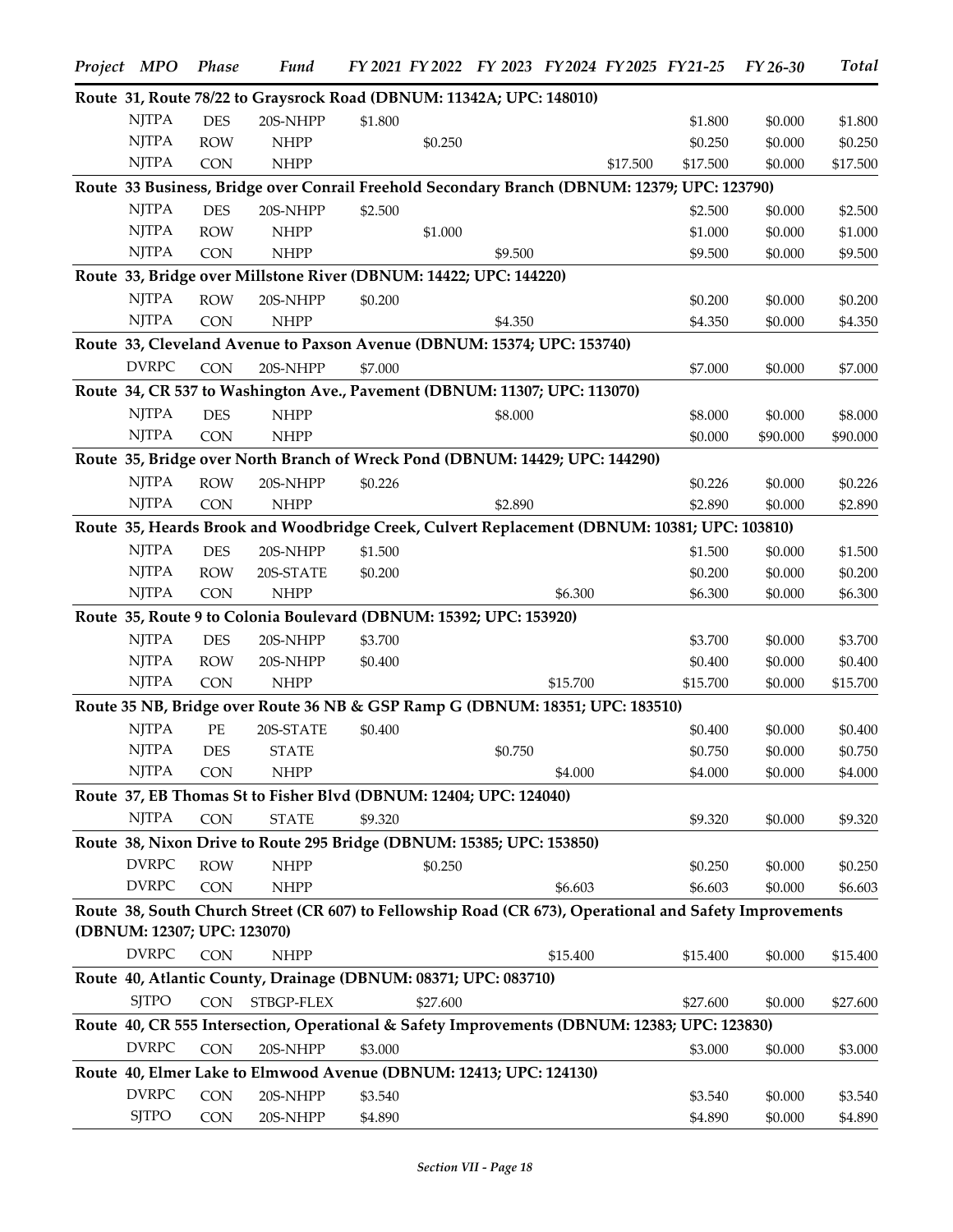| Project | MPO | Phase | Fund | FY 2021 | FY 2022 | FY 2023 | FY2024 | FY2025 | FY21-25 | FY 26-30 | Total |
|---|---|---|---|---|---|---|---|---|---|---|---|
| **Route 31, Route 78/22 to Graysrock Road (DBNUM: 11342A; UPC: 148010)** | | | | | | | | | | | |
| | NJTPA | DES | 20S-NHPP | $1.800 | | | | | $1.800 | $0.000 | $1.800 |
| | NJTPA | ROW | NHPP | | $0.250 | | | | $0.250 | $0.000 | $0.250 |
| | NJTPA | CON | NHPP | | | | | $17.500 | $17.500 | $0.000 | $17.500 |
| **Route 33 Business, Bridge over Conrail Freehold Secondary Branch (DBNUM: 12379; UPC: 123790)** | | | | | | | | | | | |
| | NJTPA | DES | 20S-NHPP | $2.500 | | | | | $2.500 | $0.000 | $2.500 |
| | NJTPA | ROW | NHPP | | $1.000 | | | | $1.000 | $0.000 | $1.000 |
| | NJTPA | CON | NHPP | | | $9.500 | | | $9.500 | $0.000 | $9.500 |
| **Route 33, Bridge over Millstone River (DBNUM: 14422; UPC: 144220)** | | | | | | | | | | | |
| | NJTPA | ROW | 20S-NHPP | $0.200 | | | | | $0.200 | $0.000 | $0.200 |
| | NJTPA | CON | NHPP | | | $4.350 | | | $4.350 | $0.000 | $4.350 |
| **Route 33, Cleveland Avenue to Paxson Avenue (DBNUM: 15374; UPC: 153740)** | | | | | | | | | | | |
| | DVRPC | CON | 20S-NHPP | $7.000 | | | | | $7.000 | $0.000 | $7.000 |
| **Route 34, CR 537 to Washington Ave., Pavement (DBNUM: 11307; UPC: 113070)** | | | | | | | | | | | |
| | NJTPA | DES | NHPP | | | $8.000 | | | $8.000 | $0.000 | $8.000 |
| | NJTPA | CON | NHPP | | | | | | $0.000 | $90.000 | $90.000 |
| **Route 35, Bridge over North Branch of Wreck Pond (DBNUM: 14429; UPC: 144290)** | | | | | | | | | | | |
| | NJTPA | ROW | 20S-NHPP | $0.226 | | | | | $0.226 | $0.000 | $0.226 |
| | NJTPA | CON | NHPP | | | $2.890 | | | $2.890 | $0.000 | $2.890 |
| **Route 35, Heards Brook and Woodbridge Creek, Culvert Replacement (DBNUM: 10381; UPC: 103810)** | | | | | | | | | | | |
| | NJTPA | DES | 20S-NHPP | $1.500 | | | | | $1.500 | $0.000 | $1.500 |
| | NJTPA | ROW | 20S-STATE | $0.200 | | | | | $0.200 | $0.000 | $0.200 |
| | NJTPA | CON | NHPP | | | | $6.300 | | $6.300 | $0.000 | $6.300 |
| **Route 35, Route 9 to Colonia Boulevard (DBNUM: 15392; UPC: 153920)** | | | | | | | | | | | |
| | NJTPA | DES | 20S-NHPP | $3.700 | | | | | $3.700 | $0.000 | $3.700 |
| | NJTPA | ROW | 20S-NHPP | $0.400 | | | | | $0.400 | $0.000 | $0.400 |
| | NJTPA | CON | NHPP | | | | $15.700 | | $15.700 | $0.000 | $15.700 |
| **Route 35 NB, Bridge over Route 36 NB & GSP Ramp G (DBNUM: 18351; UPC: 183510)** | | | | | | | | | | | |
| | NJTPA | PE | 20S-STATE | $0.400 | | | | | $0.400 | $0.000 | $0.400 |
| | NJTPA | DES | STATE | | | $0.750 | | | $0.750 | $0.000 | $0.750 |
| | NJTPA | CON | NHPP | | | | $4.000 | | $4.000 | $0.000 | $4.000 |
| **Route 37, EB Thomas St to Fisher Blvd (DBNUM: 12404; UPC: 124040)** | | | | | | | | | | | |
| | NJTPA | CON | STATE | $9.320 | | | | | $9.320 | $0.000 | $9.320 |
| **Route 38, Nixon Drive to Route 295 Bridge (DBNUM: 15385; UPC: 153850)** | | | | | | | | | | | |
| | DVRPC | ROW | NHPP | | $0.250 | | | | $0.250 | $0.000 | $0.250 |
| | DVRPC | CON | NHPP | | | | $6.603 | | $6.603 | $0.000 | $6.603 |
| **Route 38, South Church Street (CR 607) to Fellowship Road (CR 673), Operational and Safety Improvements (DBNUM: 12307; UPC: 123070)** | | | | | | | | | | | |
| | DVRPC | CON | NHPP | | | | $15.400 | | $15.400 | $0.000 | $15.400 |
| **Route 40, Atlantic County, Drainage (DBNUM: 08371; UPC: 083710)** | | | | | | | | | | | |
| | SJTPO | CON | STBGP-FLEX | | $27.600 | | | | $27.600 | $0.000 | $27.600 |
| **Route 40, CR 555 Intersection, Operational & Safety Improvements (DBNUM: 12383; UPC: 123830)** | | | | | | | | | | | |
| | DVRPC | CON | 20S-NHPP | $3.000 | | | | | $3.000 | $0.000 | $3.000 |
| **Route 40, Elmer Lake to Elmwood Avenue (DBNUM: 12413; UPC: 124130)** | | | | | | | | | | | |
| | DVRPC | CON | 20S-NHPP | $3.540 | | | | | $3.540 | $0.000 | $3.540 |
| | SJTPO | CON | 20S-NHPP | $4.890 | | | | | $4.890 | $0.000 | $4.890 |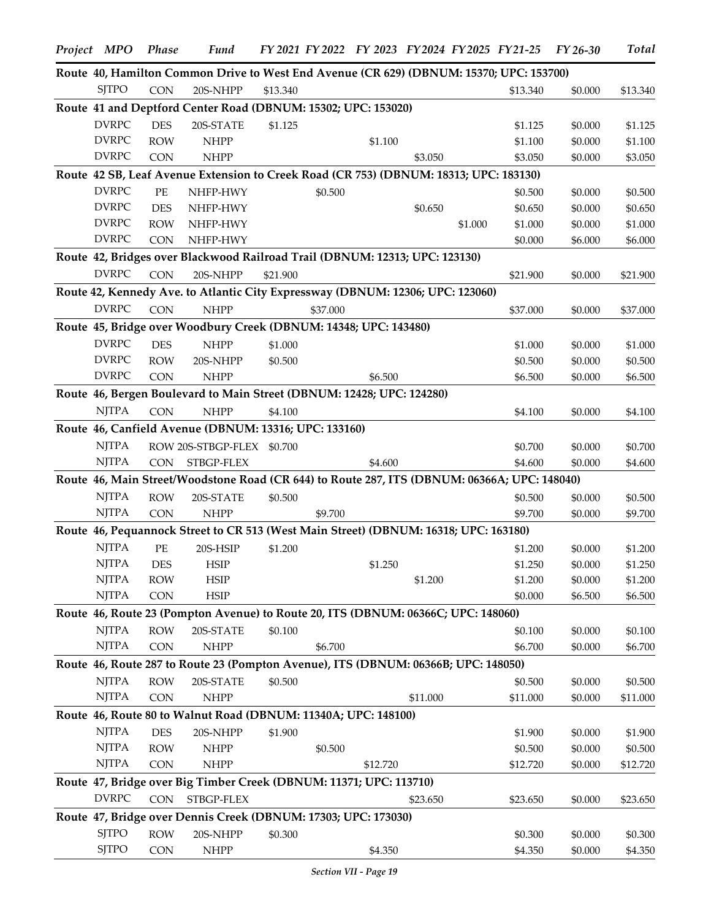| Project | MPO | Phase | Fund | FY 2021 | FY 2022 | FY 2023 | FY2024 | FY2025 | FY21-25 | FY 26-30 | Total |
|---|---|---|---|---|---|---|---|---|---|---|---|
| **Route 40, Hamilton Common Drive to West End Avenue (CR 629) (DBNUM: 15370; UPC: 153700)** | | | | | | | | | | | |
| | SJTPO | CON | 20S-NHPP | $13.340 | | | | | $13.340 | $0.000 | $13.340 |
| **Route 41 and Deptford Center Road (DBNUM: 15302; UPC: 153020)** | | | | | | | | | | | |
| | DVRPC | DES | 20S-STATE | $1.125 | | | | | $1.125 | $0.000 | $1.125 |
| | DVRPC | ROW | NHPP | | | $1.100 | | | $1.100 | $0.000 | $1.100 |
| | DVRPC | CON | NHPP | | | | $3.050 | | $3.050 | $0.000 | $3.050 |
| **Route 42 SB, Leaf Avenue Extension to Creek Road (CR 753) (DBNUM: 18313; UPC: 183130)** | | | | | | | | | | | |
| | DVRPC | PE | NHFP-HWY | | $0.500 | | | | $0.500 | $0.000 | $0.500 |
| | DVRPC | DES | NHFP-HWY | | | | $0.650 | | $0.650 | $0.000 | $0.650 |
| | DVRPC | ROW | NHFP-HWY | | | | | $1.000 | $1.000 | $0.000 | $1.000 |
| | DVRPC | CON | NHFP-HWY | | | | | | $0.000 | $6.000 | $6.000 |
| **Route 42, Bridges over Blackwood Railroad Trail (DBNUM: 12313; UPC: 123130)** | | | | | | | | | | | |
| | DVRPC | CON | 20S-NHPP | $21.900 | | | | | $21.900 | $0.000 | $21.900 |
| **Route 42, Kennedy Ave. to Atlantic City Expressway (DBNUM: 12306; UPC: 123060)** | | | | | | | | | | | |
| | DVRPC | CON | NHPP | | $37.000 | | | | $37.000 | $0.000 | $37.000 |
| **Route 45, Bridge over Woodbury Creek (DBNUM: 14348; UPC: 143480)** | | | | | | | | | | | |
| | DVRPC | DES | NHPP | $1.000 | | | | | $1.000 | $0.000 | $1.000 |
| | DVRPC | ROW | 20S-NHPP | $0.500 | | | | | $0.500 | $0.000 | $0.500 |
| | DVRPC | CON | NHPP | | | $6.500 | | | $6.500 | $0.000 | $6.500 |
| **Route 46, Bergen Boulevard to Main Street (DBNUM: 12428; UPC: 124280)** | | | | | | | | | | | |
| | NJTPA | CON | NHPP | $4.100 | | | | | $4.100 | $0.000 | $4.100 |
| **Route 46, Canfield Avenue (DBNUM: 13316; UPC: 133160)** | | | | | | | | | | | |
| | NJTPA | ROW | 20S-STBGP-FLEX | $0.700 | | | | | $0.700 | $0.000 | $0.700 |
| | NJTPA | CON | STBGP-FLEX | | | $4.600 | | | $4.600 | $0.000 | $4.600 |
| **Route 46, Main Street/Woodstone Road (CR 644) to Route 287, ITS (DBNUM: 06366A; UPC: 148040)** | | | | | | | | | | | |
| | NJTPA | ROW | 20S-STATE | $0.500 | | | | | $0.500 | $0.000 | $0.500 |
| | NJTPA | CON | NHPP | | $9.700 | | | | $9.700 | $0.000 | $9.700 |
| **Route 46, Pequannock Street to CR 513 (West Main Street) (DBNUM: 16318; UPC: 163180)** | | | | | | | | | | | |
| | NJTPA | PE | 20S-HSIP | $1.200 | | | | | $1.200 | $0.000 | $1.200 |
| | NJTPA | DES | HSIP | | | $1.250 | | | $1.250 | $0.000 | $1.250 |
| | NJTPA | ROW | HSIP | | | | $1.200 | | $1.200 | $0.000 | $1.200 |
| | NJTPA | CON | HSIP | | | | | | $0.000 | $6.500 | $6.500 |
| **Route 46, Route 23 (Pompton Avenue) to Route 20, ITS (DBNUM: 06366C; UPC: 148060)** | | | | | | | | | | | |
| | NJTPA | ROW | 20S-STATE | $0.100 | | | | | $0.100 | $0.000 | $0.100 |
| | NJTPA | CON | NHPP | | $6.700 | | | | $6.700 | $0.000 | $6.700 |
| **Route 46, Route 287 to Route 23 (Pompton Avenue), ITS (DBNUM: 06366B; UPC: 148050)** | | | | | | | | | | | |
| | NJTPA | ROW | 20S-STATE | $0.500 | | | | | $0.500 | $0.000 | $0.500 |
| | NJTPA | CON | NHPP | | | | $11.000 | | $11.000 | $0.000 | $11.000 |
| **Route 46, Route 80 to Walnut Road (DBNUM: 11340A; UPC: 148100)** | | | | | | | | | | | |
| | NJTPA | DES | 20S-NHPP | $1.900 | | | | | $1.900 | $0.000 | $1.900 |
| | NJTPA | ROW | NHPP | | $0.500 | | | | $0.500 | $0.000 | $0.500 |
| | NJTPA | CON | NHPP | | | $12.720 | | | $12.720 | $0.000 | $12.720 |
| **Route 47, Bridge over Big Timber Creek (DBNUM: 11371; UPC: 113710)** | | | | | | | | | | | |
| | DVRPC | CON | STBGP-FLEX | | | | $23.650 | | $23.650 | $0.000 | $23.650 |
| **Route 47, Bridge over Dennis Creek (DBNUM: 17303; UPC: 173030)** | | | | | | | | | | | |
| | SJTPO | ROW | 20S-NHPP | $0.300 | | | | | $0.300 | $0.000 | $0.300 |
| | SJTPO | CON | NHPP | | | $4.350 | | | $4.350 | $0.000 | $4.350 |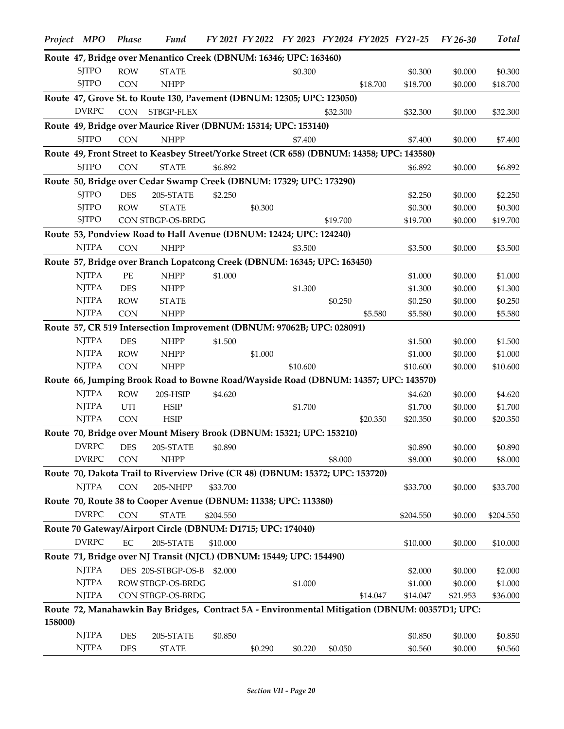| Project | MPO | Phase | Fund | FY 2021 | FY 2022 | FY 2023 | FY2024 | FY2025 | FY21-25 | FY 26-30 | Total |
|---|---|---|---|---|---|---|---|---|---|---|---|
| **Route 47, Bridge over Menantico Creek (DBNUM: 16346; UPC: 163460)** | | | | | | | | | | | |
| | SJTPO | ROW | STATE | | | $0.300 | | | $0.300 | $0.000 | $0.300 |
| | SJTPO | CON | NHPP | | | | | $18.700 | $18.700 | $0.000 | $18.700 |
| **Route 47, Grove St. to Route 130, Pavement (DBNUM: 12305; UPC: 123050)** | | | | | | | | | | | |
| | DVRPC | CON | STBGP-FLEX | | | | $32.300 | | $32.300 | $0.000 | $32.300 |
| **Route 49, Bridge over Maurice River (DBNUM: 15314; UPC: 153140)** | | | | | | | | | | | |
| | SJTPO | CON | NHPP | | | $7.400 | | | $7.400 | $0.000 | $7.400 |
| **Route 49, Front Street to Keasbey Street/Yorke Street (CR 658) (DBNUM: 14358; UPC: 143580)** | | | | | | | | | | | |
| | SJTPO | CON | STATE | $6.892 | | | | | $6.892 | $0.000 | $6.892 |
| **Route 50, Bridge over Cedar Swamp Creek (DBNUM: 17329; UPC: 173290)** | | | | | | | | | | | |
| | SJTPO | DES | 20S-STATE | $2.250 | | | | | $2.250 | $0.000 | $2.250 |
| | SJTPO | ROW | STATE | | $0.300 | | | | $0.300 | $0.000 | $0.300 |
| | SJTPO | CON | STBGP-OS-BRDG | | | | $19.700 | | $19.700 | $0.000 | $19.700 |
| **Route 53, Pondview Road to Hall Avenue (DBNUM: 12424; UPC: 124240)** | | | | | | | | | | | |
| | NJTPA | CON | NHPP | | | $3.500 | | | $3.500 | $0.000 | $3.500 |
| **Route 57, Bridge over Branch Lopatcong Creek (DBNUM: 16345; UPC: 163450)** | | | | | | | | | | | |
| | NJTPA | PE | NHPP | $1.000 | | | | | $1.000 | $0.000 | $1.000 |
| | NJTPA | DES | NHPP | | | $1.300 | | | $1.300 | $0.000 | $1.300 |
| | NJTPA | ROW | STATE | | | | $0.250 | | $0.250 | $0.000 | $0.250 |
| | NJTPA | CON | NHPP | | | | | $5.580 | $5.580 | $0.000 | $5.580 |
| **Route 57, CR 519 Intersection Improvement (DBNUM: 97062B; UPC: 028091)** | | | | | | | | | | | |
| | NJTPA | DES | NHPP | $1.500 | | | | | $1.500 | $0.000 | $1.500 |
| | NJTPA | ROW | NHPP | | $1.000 | | | | $1.000 | $0.000 | $1.000 |
| | NJTPA | CON | NHPP | | | $10.600 | | | $10.600 | $0.000 | $10.600 |
| **Route 66, Jumping Brook Road to Bowne Road/Wayside Road (DBNUM: 14357; UPC: 143570)** | | | | | | | | | | | |
| | NJTPA | ROW | 20S-HSIP | $4.620 | | | | | $4.620 | $0.000 | $4.620 |
| | NJTPA | UTI | HSIP | | | $1.700 | | | $1.700 | $0.000 | $1.700 |
| | NJTPA | CON | HSIP | | | | | $20.350 | $20.350 | $0.000 | $20.350 |
| **Route 70, Bridge over Mount Misery Brook (DBNUM: 15321; UPC: 153210)** | | | | | | | | | | | |
| | DVRPC | DES | 20S-STATE | $0.890 | | | | | $0.890 | $0.000 | $0.890 |
| | DVRPC | CON | NHPP | | | | $8.000 | | $8.000 | $0.000 | $8.000 |
| **Route 70, Dakota Trail to Riverview Drive (CR 48) (DBNUM: 15372; UPC: 153720)** | | | | | | | | | | | |
| | NJTPA | CON | 20S-NHPP | $33.700 | | | | | $33.700 | $0.000 | $33.700 |
| **Route 70, Route 38 to Cooper Avenue (DBNUM: 11338; UPC: 113380)** | | | | | | | | | | | |
| | DVRPC | CON | STATE | $204.550 | | | | | $204.550 | $0.000 | $204.550 |
| **Route 70 Gateway/Airport Circle (DBNUM: D1715; UPC: 174040)** | | | | | | | | | | | |
| | DVRPC | EC | 20S-STATE | $10.000 | | | | | $10.000 | $0.000 | $10.000 |
| **Route 71, Bridge over NJ Transit (NJCL) (DBNUM: 15449; UPC: 154490)** | | | | | | | | | | | |
| | NJTPA | DES | 20S-STBGP-OS-B | $2.000 | | | | | $2.000 | $0.000 | $2.000 |
| | NJTPA | ROW | STBGP-OS-BRDG | | | $1.000 | | | $1.000 | $0.000 | $1.000 |
| | NJTPA | CON | STBGP-OS-BRDG | | | | | $14.047 | $14.047 | $21.953 | $36.000 |
| **Route 72, Manahawkin Bay Bridges, Contract 5A - Environmental Mitigation (DBNUM: 00357D1; UPC: 158000)** | | | | | | | | | | | |
| | NJTPA | DES | 20S-STATE | $0.850 | | | | | $0.850 | $0.000 | $0.850 |
| | NJTPA | DES | STATE | | $0.290 | $0.220 | $0.050 | | $0.560 | $0.000 | $0.560 |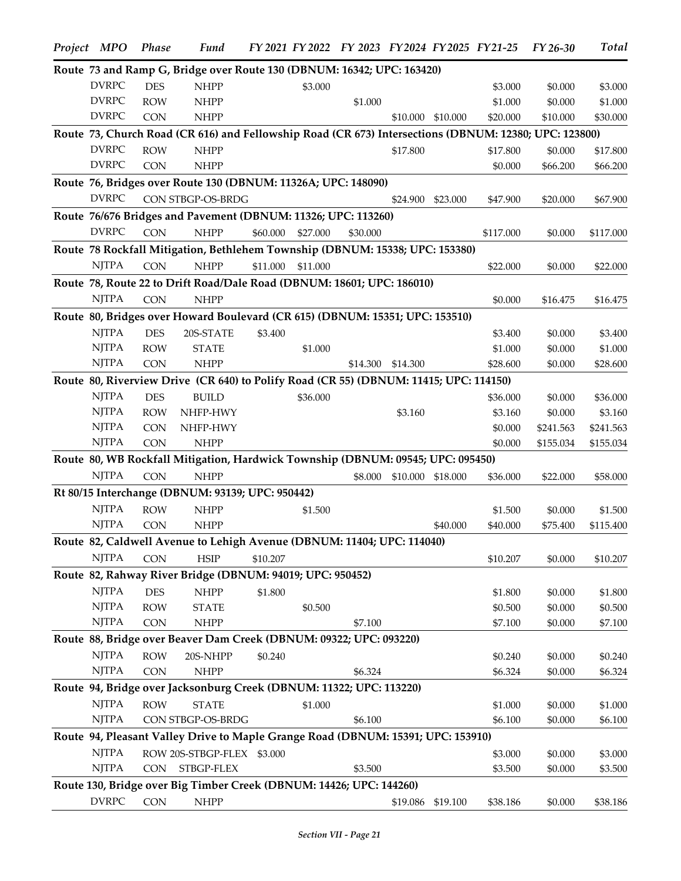| Project | MPO | Phase | Fund | FY 2021 | FY 2022 | FY 2023 | FY2024 | FY2025 | FY21-25 | FY 26-30 | Total |
|---|---|---|---|---|---|---|---|---|---|---|---|
| **Route 73 and Ramp G, Bridge over Route 130 (DBNUM: 16342; UPC: 163420)** | | | | | | | | | | | |
| | DVRPC | DES | NHPP | | $3.000 | | | | $3.000 | $0.000 | $3.000 |
| | DVRPC | ROW | NHPP | | | $1.000 | | | $1.000 | $0.000 | $1.000 |
| | DVRPC | CON | NHPP | | | | $10.000 | $10.000 | $20.000 | $10.000 | $30.000 |
| **Route 73, Church Road (CR 616) and Fellowship Road (CR 673) Intersections (DBNUM: 12380; UPC: 123800)** | | | | | | | | | | | |
| | DVRPC | ROW | NHPP | | | | $17.800 | | $17.800 | $0.000 | $17.800 |
| | DVRPC | CON | NHPP | | | | | | $0.000 | $66.200 | $66.200 |
| **Route 76, Bridges over Route 130 (DBNUM: 11326A; UPC: 148090)** | | | | | | | | | | | |
| | DVRPC | CON | STBGP-OS-BRDG | | | | $24.900 | $23.000 | $47.900 | $20.000 | $67.900 |
| **Route 76/676 Bridges and Pavement (DBNUM: 11326; UPC: 113260)** | | | | | | | | | | | |
| | DVRPC | CON | NHPP | $60.000 | $27.000 | $30.000 | | | $117.000 | $0.000 | $117.000 |
| **Route 78 Rockfall Mitigation, Bethlehem Township (DBNUM: 15338; UPC: 153380)** | | | | | | | | | | | |
| | NJTPA | CON | NHPP | $11.000 | $11.000 | | | | $22.000 | $0.000 | $22.000 |
| **Route 78, Route 22 to Drift Road/Dale Road (DBNUM: 18601; UPC: 186010)** | | | | | | | | | | | |
| | NJTPA | CON | NHPP | | | | | | $0.000 | $16.475 | $16.475 |
| **Route 80, Bridges over Howard Boulevard (CR 615) (DBNUM: 15351; UPC: 153510)** | | | | | | | | | | | |
| | NJTPA | DES | 20S-STATE | $3.400 | | | | | $3.400 | $0.000 | $3.400 |
| | NJTPA | ROW | STATE | | $1.000 | | | | $1.000 | $0.000 | $1.000 |
| | NJTPA | CON | NHPP | | | $14.300 | $14.300 | | $28.600 | $0.000 | $28.600 |
| **Route 80, Riverview Drive (CR 640) to Polify Road (CR 55) (DBNUM: 11415; UPC: 114150)** | | | | | | | | | | | |
| | NJTPA | DES | BUILD | | $36.000 | | | | $36.000 | $0.000 | $36.000 |
| | NJTPA | ROW | NHFP-HWY | | | | $3.160 | | $3.160 | $0.000 | $3.160 |
| | NJTPA | CON | NHFP-HWY | | | | | | $0.000 | $241.563 | $241.563 |
| | NJTPA | CON | NHPP | | | | | | $0.000 | $155.034 | $155.034 |
| **Route 80, WB Rockfall Mitigation, Hardwick Township (DBNUM: 09545; UPC: 095450)** | | | | | | | | | | | |
| | NJTPA | CON | NHPP | | | $8.000 | $10.000 | $18.000 | $36.000 | $22.000 | $58.000 |
| **Rt 80/15 Interchange (DBNUM: 93139; UPC: 950442)** | | | | | | | | | | | |
| | NJTPA | ROW | NHPP | | $1.500 | | | | $1.500 | $0.000 | $1.500 |
| | NJTPA | CON | NHPP | | | | | $40.000 | $40.000 | $75.400 | $115.400 |
| **Route 82, Caldwell Avenue to Lehigh Avenue (DBNUM: 11404; UPC: 114040)** | | | | | | | | | | | |
| | NJTPA | CON | HSIP | $10.207 | | | | | $10.207 | $0.000 | $10.207 |
| **Route 82, Rahway River Bridge (DBNUM: 94019; UPC: 950452)** | | | | | | | | | | | |
| | NJTPA | DES | NHPP | $1.800 | | | | | $1.800 | $0.000 | $1.800 |
| | NJTPA | ROW | STATE | | $0.500 | | | | $0.500 | $0.000 | $0.500 |
| | NJTPA | CON | NHPP | | | $7.100 | | | $7.100 | $0.000 | $7.100 |
| **Route 88, Bridge over Beaver Dam Creek (DBNUM: 09322; UPC: 093220)** | | | | | | | | | | | |
| | NJTPA | ROW | 20S-NHPP | $0.240 | | | | | $0.240 | $0.000 | $0.240 |
| | NJTPA | CON | NHPP | | | $6.324 | | | $6.324 | $0.000 | $6.324 |
| **Route 94, Bridge over Jacksonburg Creek (DBNUM: 11322; UPC: 113220)** | | | | | | | | | | | |
| | NJTPA | ROW | STATE | | $1.000 | | | | $1.000 | $0.000 | $1.000 |
| | NJTPA | CON | STBGP-OS-BRDG | | | $6.100 | | | $6.100 | $0.000 | $6.100 |
| **Route 94, Pleasant Valley Drive to Maple Grange Road (DBNUM: 15391; UPC: 153910)** | | | | | | | | | | | |
| | NJTPA | ROW | 20S-STBGP-FLEX | $3.000 | | | | | $3.000 | $0.000 | $3.000 |
| | NJTPA | CON | STBGP-FLEX | | | $3.500 | | | $3.500 | $0.000 | $3.500 |
| **Route 130, Bridge over Big Timber Creek (DBNUM: 14426; UPC: 144260)** | | | | | | | | | | | |
| | DVRPC | CON | NHPP | | | | $19.086 | $19.100 | $38.186 | $0.000 | $38.186 |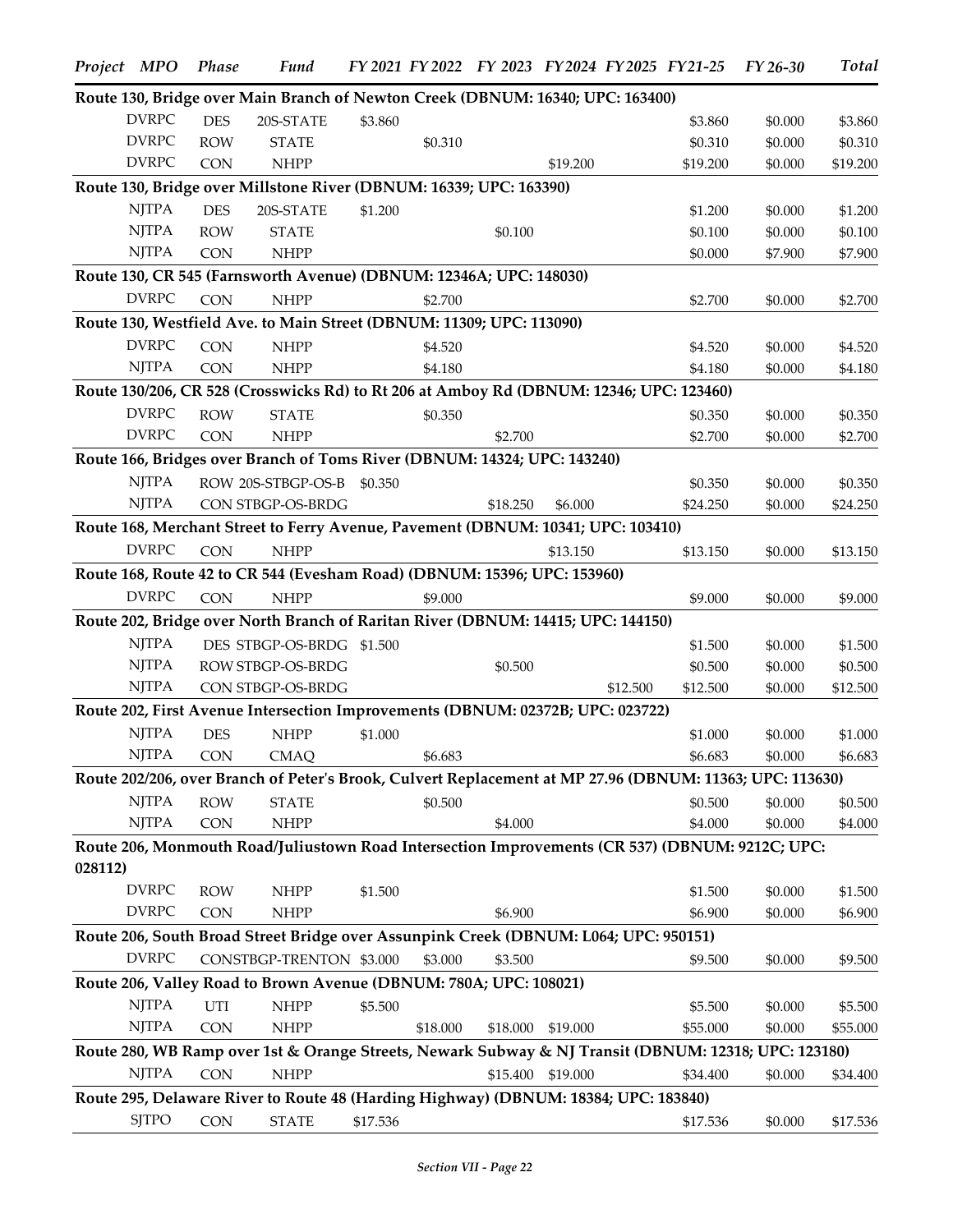| Project | MPO | Phase | Fund | FY 2021 | FY 2022 | FY 2023 | FY2024 | FY2025 | FY21-25 | FY 26-30 | Total |
|---|---|---|---|---|---|---|---|---|---|---|---|
| **Route 130, Bridge over Main Branch of Newton Creek (DBNUM: 16340; UPC: 163400)** | | | | | | | | | | | |
| | DVRPC | DES | 20S-STATE | $3.860 | | | | | $3.860 | $0.000 | $3.860 |
| | DVRPC | ROW | STATE | | $0.310 | | | | $0.310 | $0.000 | $0.310 |
| | DVRPC | CON | NHPP | | | | $19.200 | | $19.200 | $0.000 | $19.200 |
| **Route 130, Bridge over Millstone River (DBNUM: 16339; UPC: 163390)** | | | | | | | | | | | |
| | NJTPA | DES | 20S-STATE | $1.200 | | | | | $1.200 | $0.000 | $1.200 |
| | NJTPA | ROW | STATE | | | $0.100 | | | $0.100 | $0.000 | $0.100 |
| | NJTPA | CON | NHPP | | | | | | $0.000 | $7.900 | $7.900 |
| **Route 130, CR 545 (Farnsworth Avenue) (DBNUM: 12346A; UPC: 148030)** | | | | | | | | | | | |
| | DVRPC | CON | NHPP | | $2.700 | | | | $2.700 | $0.000 | $2.700 |
| **Route 130, Westfield Ave. to Main Street (DBNUM: 11309; UPC: 113090)** | | | | | | | | | | | |
| | DVRPC | CON | NHPP | | $4.520 | | | | $4.520 | $0.000 | $4.520 |
| | NJTPA | CON | NHPP | | $4.180 | | | | $4.180 | $0.000 | $4.180 |
| **Route 130/206, CR 528 (Crosswicks Rd) to Rt 206 at Amboy Rd (DBNUM: 12346; UPC: 123460)** | | | | | | | | | | | |
| | DVRPC | ROW | STATE | | $0.350 | | | | $0.350 | $0.000 | $0.350 |
| | DVRPC | CON | NHPP | | | $2.700 | | | $2.700 | $0.000 | $2.700 |
| **Route 166, Bridges over Branch of Toms River (DBNUM: 14324; UPC: 143240)** | | | | | | | | | | | |
| | NJTPA | ROW | 20S-STBGP-OS-B | $0.350 | | | | | $0.350 | $0.000 | $0.350 |
| | NJTPA | CON | STBGP-OS-BRDG | | | $18.250 | $6.000 | | $24.250 | $0.000 | $24.250 |
| **Route 168, Merchant Street to Ferry Avenue, Pavement (DBNUM: 10341; UPC: 103410)** | | | | | | | | | | | |
| | DVRPC | CON | NHPP | | | | $13.150 | | $13.150 | $0.000 | $13.150 |
| **Route 168, Route 42 to CR 544 (Evesham Road) (DBNUM: 15396; UPC: 153960)** | | | | | | | | | | | |
| | DVRPC | CON | NHPP | | $9.000 | | | | $9.000 | $0.000 | $9.000 |
| **Route 202, Bridge over North Branch of Raritan River (DBNUM: 14415; UPC: 144150)** | | | | | | | | | | | |
| | NJTPA | DES | STBGP-OS-BRDG | $1.500 | | | | | $1.500 | $0.000 | $1.500 |
| | NJTPA | ROW | STBGP-OS-BRDG | | | $0.500 | | | $0.500 | $0.000 | $0.500 |
| | NJTPA | CON | STBGP-OS-BRDG | | | | | $12.500 | $12.500 | $0.000 | $12.500 |
| **Route 202, First Avenue Intersection Improvements (DBNUM: 02372B; UPC: 023722)** | | | | | | | | | | | |
| | NJTPA | DES | NHPP | $1.000 | | | | | $1.000 | $0.000 | $1.000 |
| | NJTPA | CON | CMAQ | | $6.683 | | | | $6.683 | $0.000 | $6.683 |
| **Route 202/206, over Branch of Peter's Brook, Culvert Replacement at MP 27.96 (DBNUM: 11363; UPC: 113630)** | | | | | | | | | | | |
| | NJTPA | ROW | STATE | | $0.500 | | | | $0.500 | $0.000 | $0.500 |
| | NJTPA | CON | NHPP | | | $4.000 | | | $4.000 | $0.000 | $4.000 |
| **Route 206, Monmouth Road/Juliustown Road Intersection Improvements (CR 537) (DBNUM: 9212C; UPC: 028112)** | | | | | | | | | | | |
| | DVRPC | ROW | NHPP | $1.500 | | | | | $1.500 | $0.000 | $1.500 |
| | DVRPC | CON | NHPP | | | $6.900 | | | $6.900 | $0.000 | $6.900 |
| **Route 206, South Broad Street Bridge over Assunpink Creek (DBNUM: L064; UPC: 950151)** | | | | | | | | | | | |
| | DVRPC | CON | STBGP-TRENTON | $3.000 | $3.000 | $3.500 | | | $9.500 | $0.000 | $9.500 |
| **Route 206, Valley Road to Brown Avenue (DBNUM: 780A; UPC: 108021)** | | | | | | | | | | | |
| | NJTPA | UTI | NHPP | $5.500 | | | | | $5.500 | $0.000 | $5.500 |
| | NJTPA | CON | NHPP | | $18.000 | $18.000 | $19.000 | | $55.000 | $0.000 | $55.000 |
| **Route 280, WB Ramp over 1st & Orange Streets, Newark Subway & NJ Transit (DBNUM: 12318; UPC: 123180)** | | | | | | | | | | | |
| | NJTPA | CON | NHPP | | | $15.400 | $19.000 | | $34.400 | $0.000 | $34.400 |
| **Route 295, Delaware River to Route 48 (Harding Highway) (DBNUM: 18384; UPC: 183840)** | | | | | | | | | | | |
| | SJTPO | CON | STATE | $17.536 | | | | | $17.536 | $0.000 | $17.536 |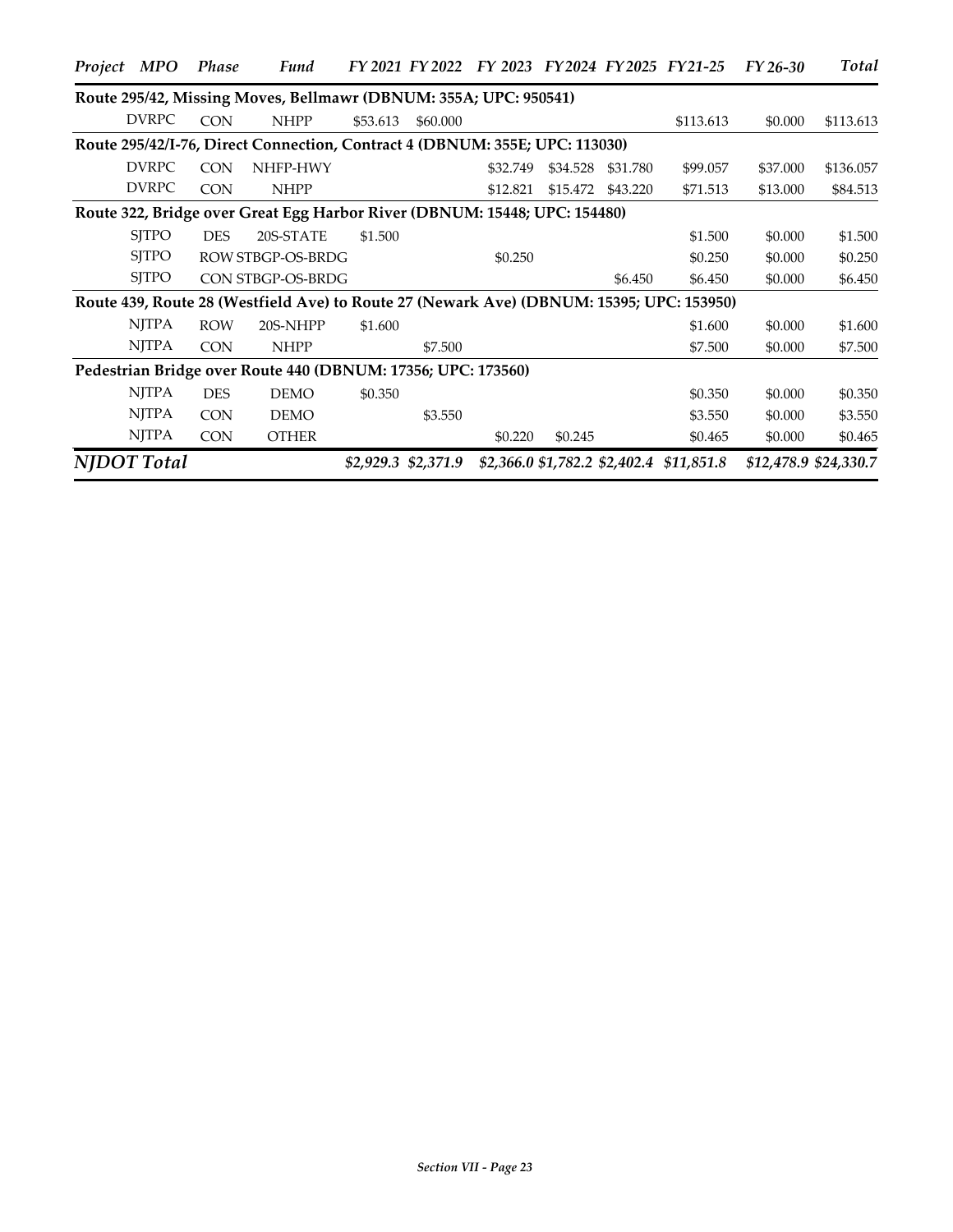| Project | MPO | Phase | Fund | FY 2021 | FY 2022 | FY 2023 | FY2024 | FY2025 | FY21-25 | FY 26-30 | Total |
|---|---|---|---|---|---|---|---|---|---|---|---|
| **Route 295/42, Missing Moves, Bellmawr (DBNUM: 355A; UPC: 950541)** | | | | | | | | | | | |
| | DVRPC | CON | NHPP | $53.613 | $60.000 | | | | $113.613 | $0.000 | $113.613 |
| **Route 295/42/I-76, Direct Connection, Contract 4 (DBNUM: 355E; UPC: 113030)** | | | | | | | | | | | |
| | DVRPC | CON | NHFP-HWY | | | $32.749 | $34.528 | $31.780 | $99.057 | $37.000 | $136.057 |
| | DVRPC | CON | NHPP | | | $12.821 | $15.472 | $43.220 | $71.513 | $13.000 | $84.513 |
| **Route 322, Bridge over Great Egg Harbor River (DBNUM: 15448; UPC: 154480)** | | | | | | | | | | | |
| | SJTPO | DES | 20S-STATE | $1.500 | | | | | $1.500 | $0.000 | $1.500 |
| | SJTPO | ROW | STBGP-OS-BRDG | | | $0.250 | | | $0.250 | $0.000 | $0.250 |
| | SJTPO | CON | STBGP-OS-BRDG | | | | | $6.450 | $6.450 | $0.000 | $6.450 |
| **Route 439, Route 28 (Westfield Ave) to Route 27 (Newark Ave) (DBNUM: 15395; UPC: 153950)** | | | | | | | | | | | |
| | NJTPA | ROW | 20S-NHPP | $1.600 | | | | | $1.600 | $0.000 | $1.600 |
| | NJTPA | CON | NHPP | | $7.500 | | | | $7.500 | $0.000 | $7.500 |
| **Pedestrian Bridge over Route 440 (DBNUM: 17356; UPC: 173560)** | | | | | | | | | | | |
| | NJTPA | DES | DEMO | $0.350 | | | | | $0.350 | $0.000 | $0.350 |
| | NJTPA | CON | DEMO | | $3.550 | | | | $3.550 | $0.000 | $3.550 |
| | NJTPA | CON | OTHER | | | $0.220 | $0.245 | | $0.465 | $0.000 | $0.465 |
| ***NJDOT Total*** | | | | *$2,929.3* | *$2,371.9* | *$2,366.0* | *$1,782.2* | *$2,402.4* | *$11,851.8* | *$12,478.9* | *$24,330.7* |